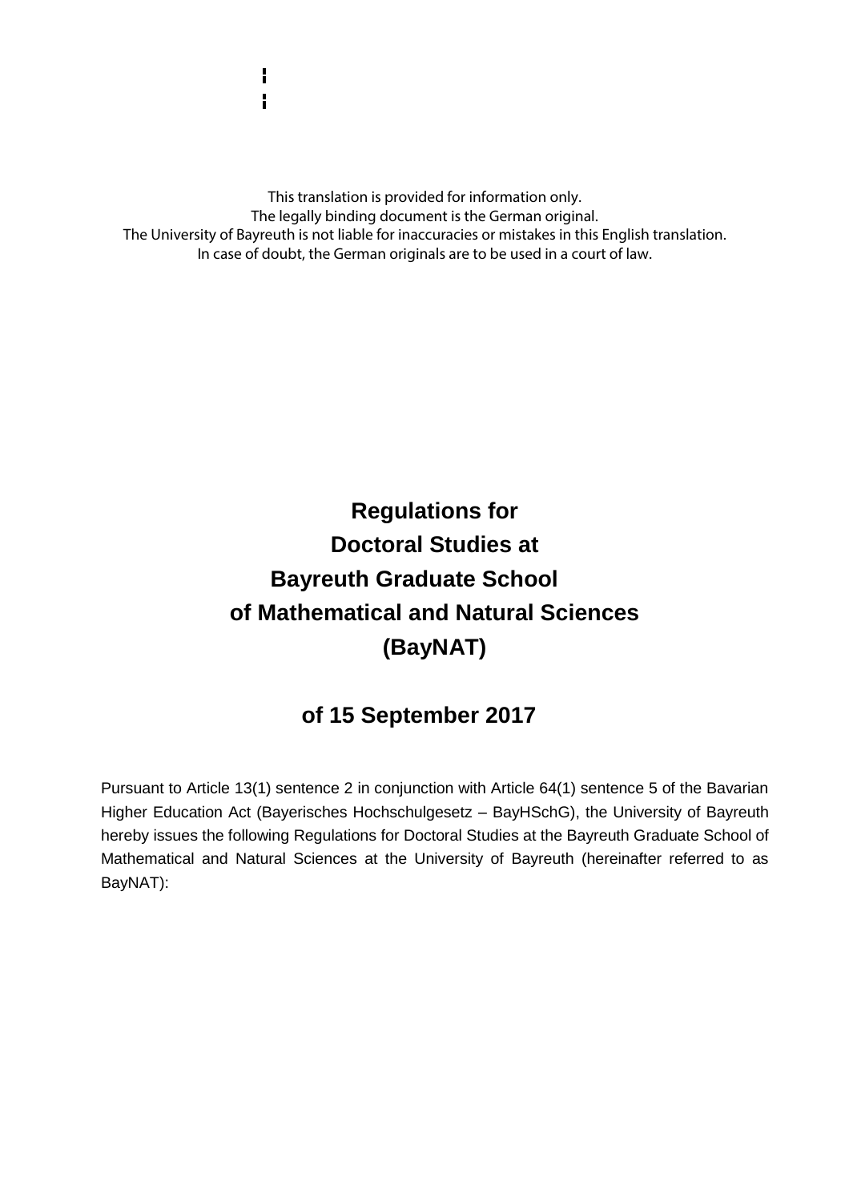This translation is provided for information only.
The legally binding document is the German original.
The University of Bayreuth is not liable for inaccuracies or mistakes in this English translation.
In case of doubt, the German originals are to be used in a court of law.

# Regulations for Doctoral Studies at Bayreuth Graduate School of Mathematical and Natural Sciences (BayNAT)

## of 15 September 2017

Pursuant to Article 13(1) sentence 2 in conjunction with Article 64(1) sentence 5 of the Bavarian Higher Education Act (Bayerisches Hochschulgesetz – BayHSchG), the University of Bayreuth hereby issues the following Regulations for Doctoral Studies at the Bayreuth Graduate School of Mathematical and Natural Sciences at the University of Bayreuth (hereinafter referred to as BayNAT):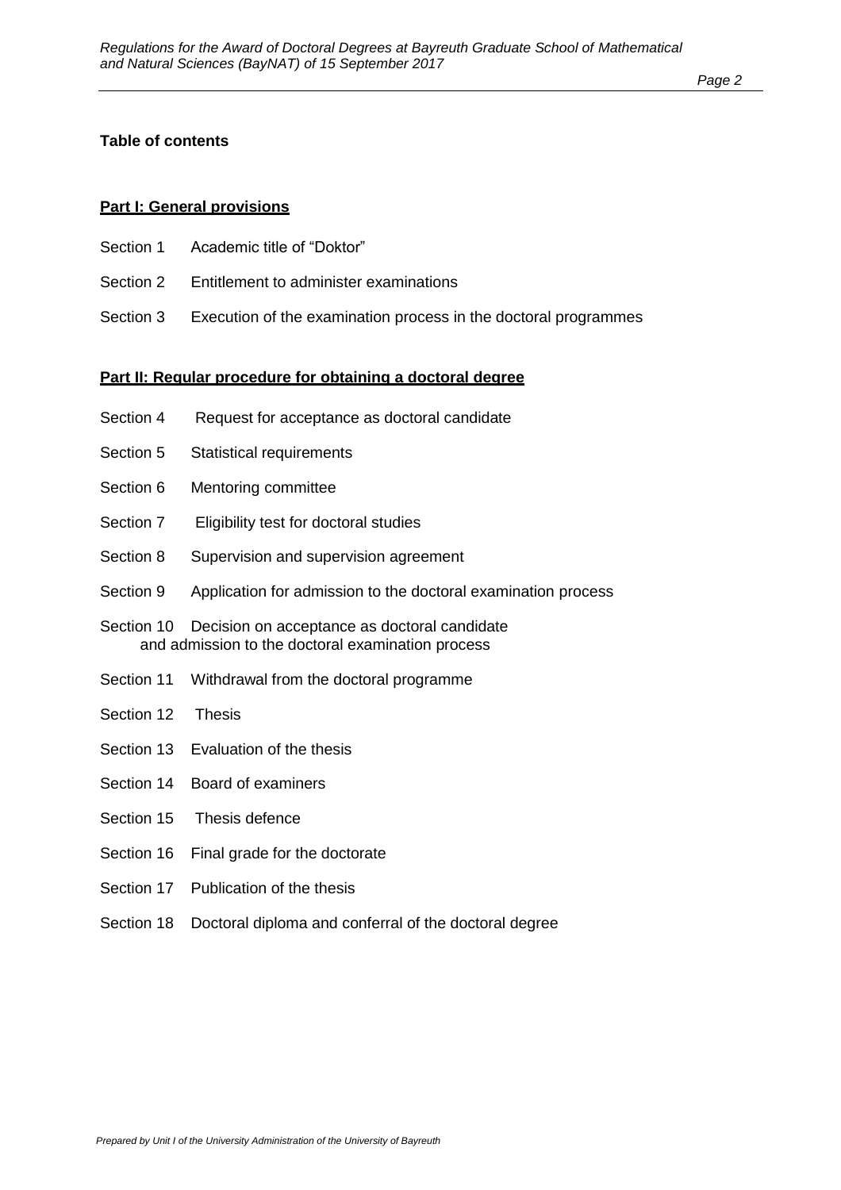**Table of contents**

**Part I: General provisions**

Section 1 Academic title of "Doktor"

Section 2 Entitlement to administer examinations

Section 3 Execution of the examination process in the doctoral programmes

**Part II: Regular procedure for obtaining a doctoral degree**

Section 4 Request for acceptance as doctoral candidate

Section 5 Statistical requirements

Section 6 Mentoring committee

Section 7 Eligibility test for doctoral studies

Section 8 Supervision and supervision agreement

Section 9 Application for admission to the doctoral examination process

Section 10 Decision on acceptance as doctoral candidate and admission to the doctoral examination process

Section 11 Withdrawal from the doctoral programme

Section 12 Thesis

Section 13 Evaluation of the thesis

Section 14 Board of examiners

Section 15 Thesis defence

Section 16 Final grade for the doctorate

Section 17 Publication of the thesis

Section 18 Doctoral diploma and conferral of the doctoral degree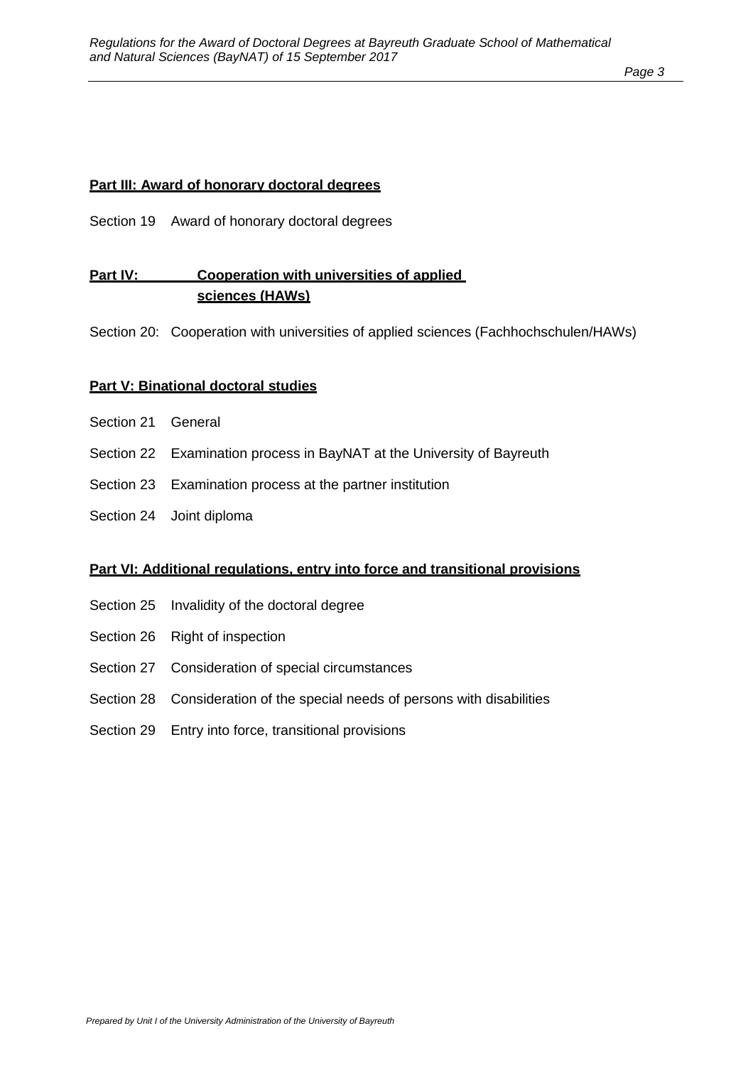**Part III: Award of honorary doctoral degrees**

Section 19 Award of honorary doctoral degrees

**Part IV: Cooperation with universities of applied sciences (HAWs)**

Section 20: Cooperation with universities of applied sciences (Fachhochschulen/HAWs)

**Part V: Binational doctoral studies**

Section 21 General

Section 22 Examination process in BayNAT at the University of Bayreuth

Section 23 Examination process at the partner institution

Section 24 Joint diploma

**Part VI: Additional regulations, entry into force and transitional provisions**

Section 25 Invalidity of the doctoral degree

Section 26 Right of inspection

Section 27 Consideration of special circumstances

Section 28 Consideration of the special needs of persons with disabilities

Section 29 Entry into force, transitional provisions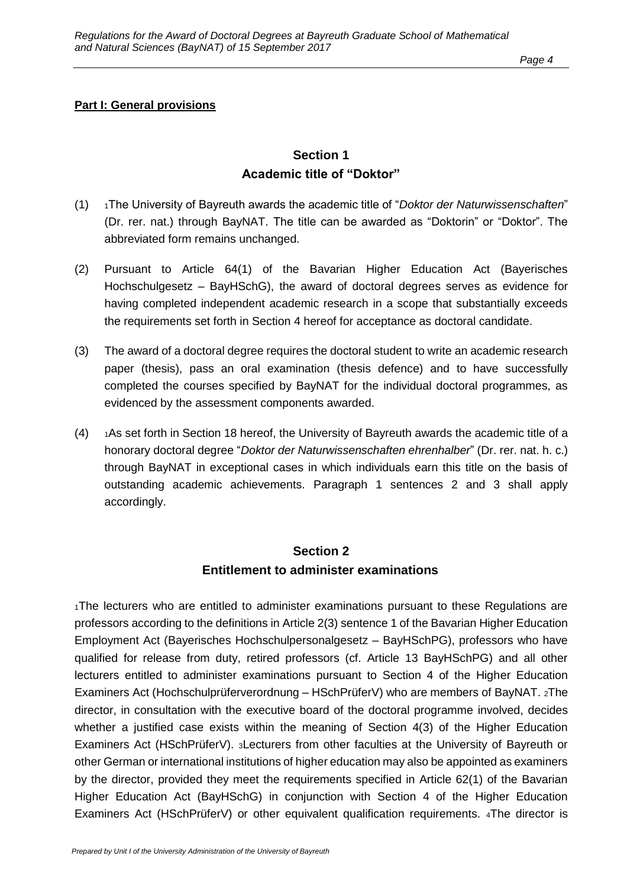**Part I: General provisions**

## Section 1
## Academic title of "Doktor"

(1) [1]The University of Bayreuth awards the academic title of "*Doktor der Naturwissenschaften*" (Dr. rer. nat.) through BayNAT. The title can be awarded as "Doktorin" or "Doktor". The abbreviated form remains unchanged.

(2) Pursuant to Article 64(1) of the Bavarian Higher Education Act (Bayerisches Hochschulgesetz – BayHSchG), the award of doctoral degrees serves as evidence for having completed independent academic research in a scope that substantially exceeds the requirements set forth in Section 4 hereof for acceptance as doctoral candidate.

(3) The award of a doctoral degree requires the doctoral student to write an academic research paper (thesis), pass an oral examination (thesis defence) and to have successfully completed the courses specified by BayNAT for the individual doctoral programmes, as evidenced by the assessment components awarded.

(4) [1]As set forth in Section 18 hereof, the University of Bayreuth awards the academic title of a honorary doctoral degree "*Doktor der Naturwissenschaften ehrenhalber*" (Dr. rer. nat. h. c.) through BayNAT in exceptional cases in which individuals earn this title on the basis of outstanding academic achievements. Paragraph 1 sentences 2 and 3 shall apply accordingly.

## Section 2
## Entitlement to administer examinations

[1]The lecturers who are entitled to administer examinations pursuant to these Regulations are professors according to the definitions in Article 2(3) sentence 1 of the Bavarian Higher Education Employment Act (Bayerisches Hochschulpersonalgesetz – BayHSchPG), professors who have qualified for release from duty, retired professors (cf. Article 13 BayHSchPG) and all other lecturers entitled to administer examinations pursuant to Section 4 of the Higher Education Examiners Act (Hochschulprüferverordnung – HSchPrüferV) who are members of BayNAT. [2]The director, in consultation with the executive board of the doctoral programme involved, decides whether a justified case exists within the meaning of Section 4(3) of the Higher Education Examiners Act (HSchPrüferV). [3]Lecturers from other faculties at the University of Bayreuth or other German or international institutions of higher education may also be appointed as examiners by the director, provided they meet the requirements specified in Article 62(1) of the Bavarian Higher Education Act (BayHSchG) in conjunction with Section 4 of the Higher Education Examiners Act (HSchPrüferV) or other equivalent qualification requirements. [4]The director is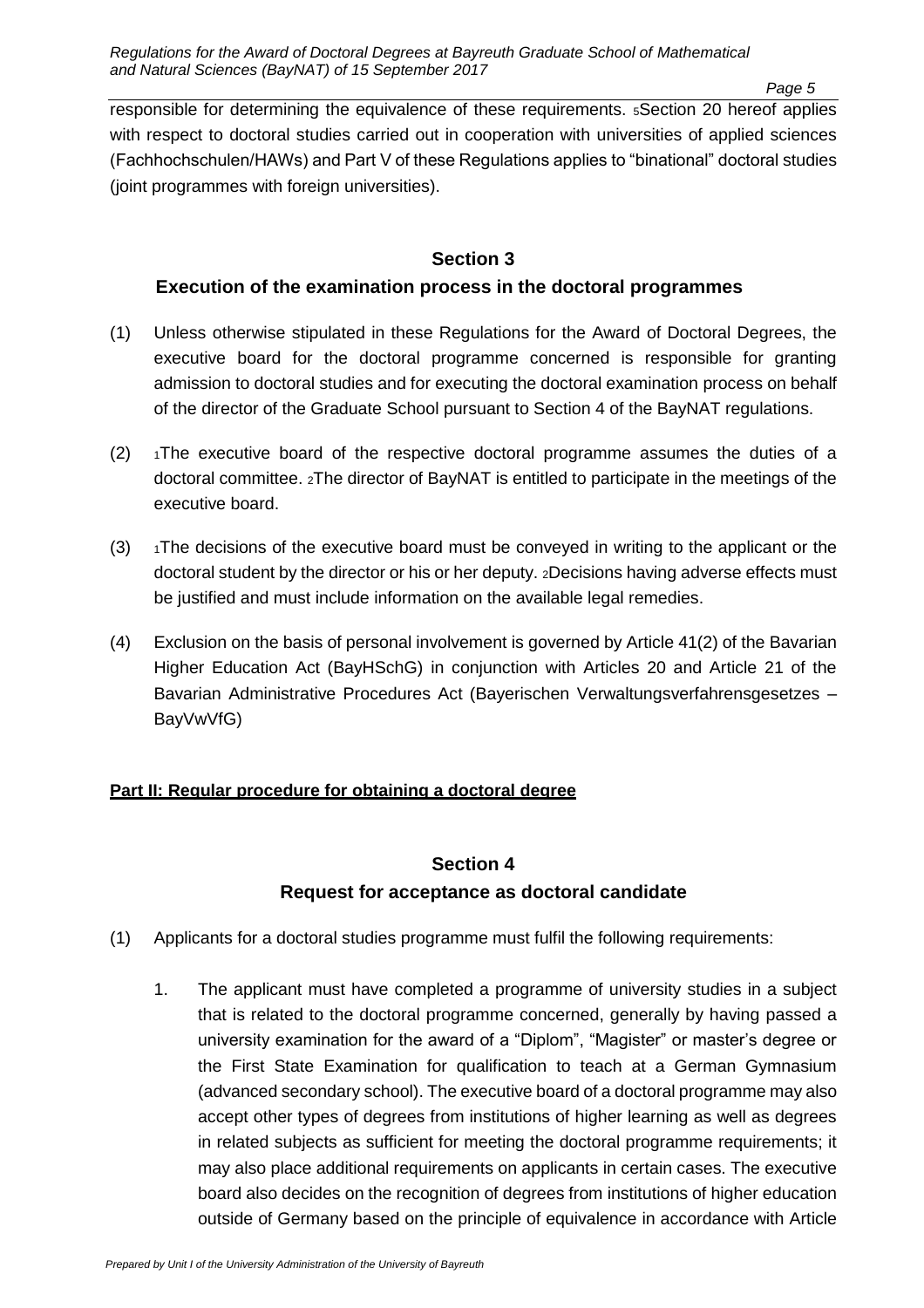responsible for determining the equivalence of these requirements. [5]Section 20 hereof applies with respect to doctoral studies carried out in cooperation with universities of applied sciences (Fachhochschulen/HAWs) and Part V of these Regulations applies to "binational" doctoral studies (joint programmes with foreign universities).

## Section 3
## Execution of the examination process in the doctoral programmes

(1) Unless otherwise stipulated in these Regulations for the Award of Doctoral Degrees, the executive board for the doctoral programme concerned is responsible for granting admission to doctoral studies and for executing the doctoral examination process on behalf of the director of the Graduate School pursuant to Section 4 of the BayNAT regulations.

(2) [1]The executive board of the respective doctoral programme assumes the duties of a doctoral committee. [2]The director of BayNAT is entitled to participate in the meetings of the executive board.

(3) [1]The decisions of the executive board must be conveyed in writing to the applicant or the doctoral student by the director or his or her deputy. [2]Decisions having adverse effects must be justified and must include information on the available legal remedies.

(4) Exclusion on the basis of personal involvement is governed by Article 41(2) of the Bavarian Higher Education Act (BayHSchG) in conjunction with Articles 20 and Article 21 of the Bavarian Administrative Procedures Act (Bayerischen Verwaltungsverfahrensgesetzes – BayVwVfG)

**Part II: Regular procedure for obtaining a doctoral degree**

## Section 4
## Request for acceptance as doctoral candidate

(1) Applicants for a doctoral studies programme must fulfil the following requirements:

1. The applicant must have completed a programme of university studies in a subject that is related to the doctoral programme concerned, generally by having passed a university examination for the award of a "Diplom", "Magister" or master's degree or the First State Examination for qualification to teach at a German Gymnasium (advanced secondary school). The executive board of a doctoral programme may also accept other types of degrees from institutions of higher learning as well as degrees in related subjects as sufficient for meeting the doctoral programme requirements; it may also place additional requirements on applicants in certain cases. The executive board also decides on the recognition of degrees from institutions of higher education outside of Germany based on the principle of equivalence in accordance with Article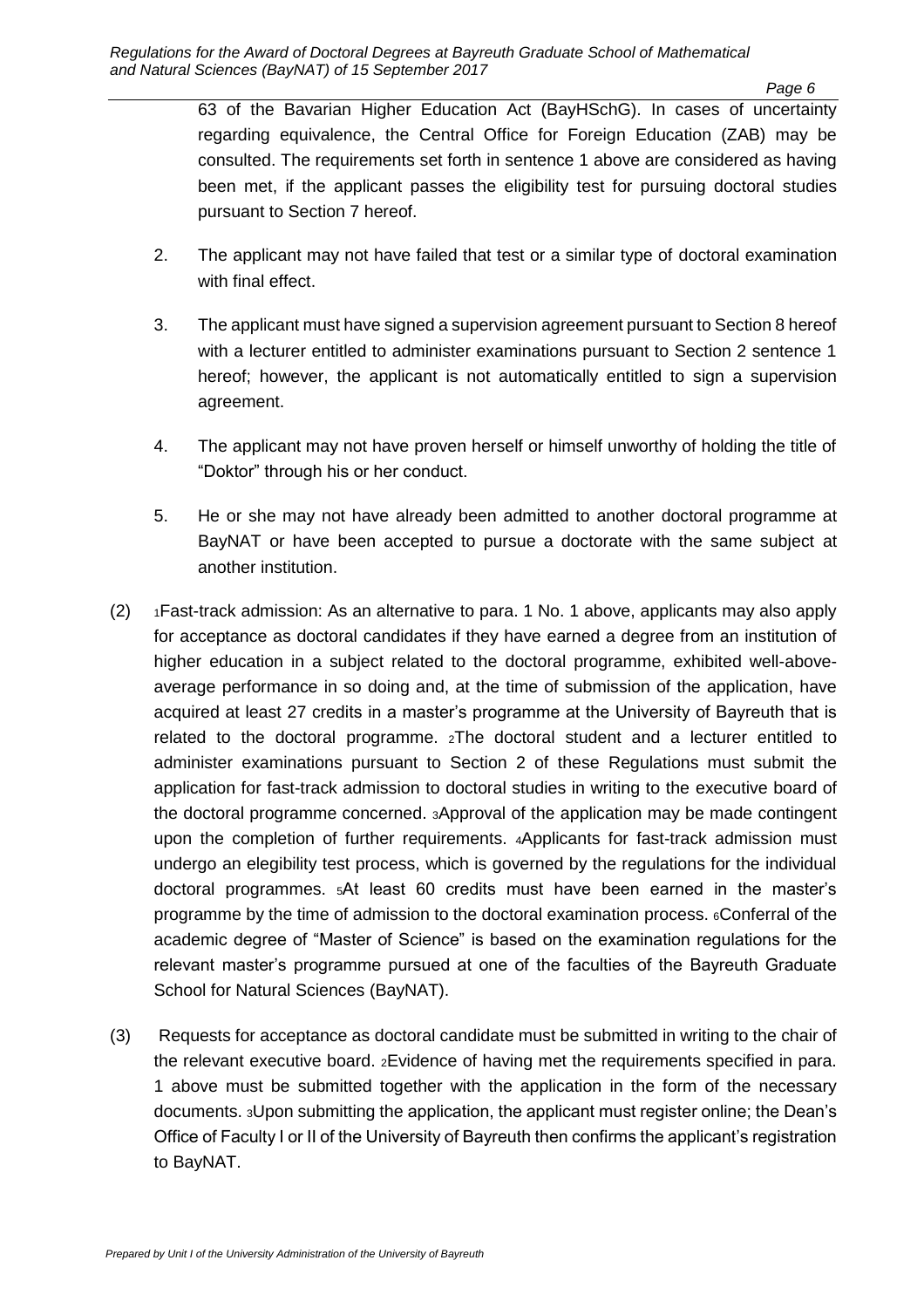63 of the Bavarian Higher Education Act (BayHSchG). In cases of uncertainty regarding equivalence, the Central Office for Foreign Education (ZAB) may be consulted. The requirements set forth in sentence 1 above are considered as having been met, if the applicant passes the eligibility test for pursuing doctoral studies pursuant to Section 7 hereof.

2. The applicant may not have failed that test or a similar type of doctoral examination with final effect.

3. The applicant must have signed a supervision agreement pursuant to Section 8 hereof with a lecturer entitled to administer examinations pursuant to Section 2 sentence 1 hereof; however, the applicant is not automatically entitled to sign a supervision agreement.

4. The applicant may not have proven herself or himself unworthy of holding the title of "Doktor" through his or her conduct.

5. He or she may not have already been admitted to another doctoral programme at BayNAT or have been accepted to pursue a doctorate with the same subject at another institution.

(2) [1]Fast-track admission: As an alternative to para. 1 No. 1 above, applicants may also apply for acceptance as doctoral candidates if they have earned a degree from an institution of higher education in a subject related to the doctoral programme, exhibited well-above-average performance in so doing and, at the time of submission of the application, have acquired at least 27 credits in a master's programme at the University of Bayreuth that is related to the doctoral programme. [2]The doctoral student and a lecturer entitled to administer examinations pursuant to Section 2 of these Regulations must submit the application for fast-track admission to doctoral studies in writing to the executive board of the doctoral programme concerned. [3]Approval of the application may be made contingent upon the completion of further requirements. [4]Applicants for fast-track admission must undergo an elegibility test process, which is governed by the regulations for the individual doctoral programmes. [5]At least 60 credits must have been earned in the master's programme by the time of admission to the doctoral examination process. [6]Conferral of the academic degree of "Master of Science" is based on the examination regulations for the relevant master's programme pursued at one of the faculties of the Bayreuth Graduate School for Natural Sciences (BayNAT).

(3) Requests for acceptance as doctoral candidate must be submitted in writing to the chair of the relevant executive board. [2]Evidence of having met the requirements specified in para. 1 above must be submitted together with the application in the form of the necessary documents. [3]Upon submitting the application, the applicant must register online; the Dean's Office of Faculty I or II of the University of Bayreuth then confirms the applicant's registration to BayNAT.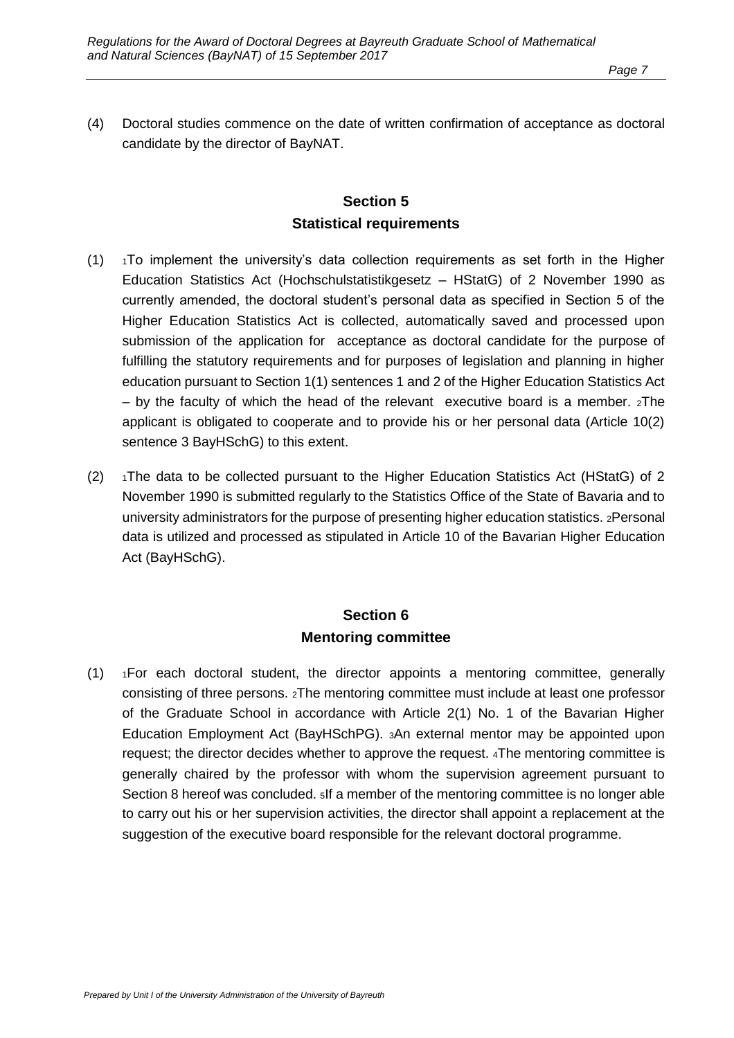(4) Doctoral studies commence on the date of written confirmation of acceptance as doctoral candidate by the director of BayNAT.

## Section 5
## Statistical requirements

(1) 1To implement the university's data collection requirements as set forth in the Higher Education Statistics Act (Hochschulstatistikgesetz – HStatG) of 2 November 1990 as currently amended, the doctoral student's personal data as specified in Section 5 of the Higher Education Statistics Act is collected, automatically saved and processed upon submission of the application for acceptance as doctoral candidate for the purpose of fulfilling the statutory requirements and for purposes of legislation and planning in higher education pursuant to Section 1(1) sentences 1 and 2 of the Higher Education Statistics Act – by the faculty of which the head of the relevant executive board is a member. 2The applicant is obligated to cooperate and to provide his or her personal data (Article 10(2) sentence 3 BayHSchG) to this extent.

(2) 1The data to be collected pursuant to the Higher Education Statistics Act (HStatG) of 2 November 1990 is submitted regularly to the Statistics Office of the State of Bavaria and to university administrators for the purpose of presenting higher education statistics. 2Personal data is utilized and processed as stipulated in Article 10 of the Bavarian Higher Education Act (BayHSchG).

## Section 6
## Mentoring committee

(1) 1For each doctoral student, the director appoints a mentoring committee, generally consisting of three persons. 2The mentoring committee must include at least one professor of the Graduate School in accordance with Article 2(1) No. 1 of the Bavarian Higher Education Employment Act (BayHSchPG). 3An external mentor may be appointed upon request; the director decides whether to approve the request. 4The mentoring committee is generally chaired by the professor with whom the supervision agreement pursuant to Section 8 hereof was concluded. 5If a member of the mentoring committee is no longer able to carry out his or her supervision activities, the director shall appoint a replacement at the suggestion of the executive board responsible for the relevant doctoral programme.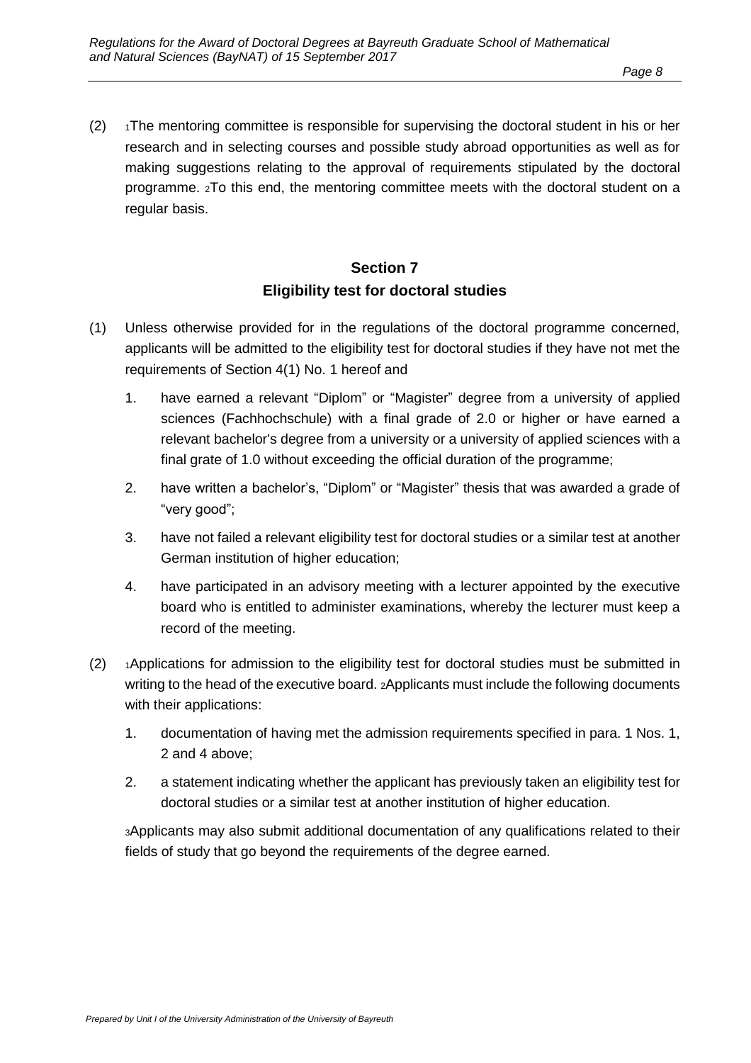(2) [1]The mentoring committee is responsible for supervising the doctoral student in his or her research and in selecting courses and possible study abroad opportunities as well as for making suggestions relating to the approval of requirements stipulated by the doctoral programme. [2]To this end, the mentoring committee meets with the doctoral student on a regular basis.

## Section 7
## Eligibility test for doctoral studies

(1) Unless otherwise provided for in the regulations of the doctoral programme concerned, applicants will be admitted to the eligibility test for doctoral studies if they have not met the requirements of Section 4(1) No. 1 hereof and

1. have earned a relevant "Diplom" or "Magister" degree from a university of applied sciences (Fachhochschule) with a final grade of 2.0 or higher or have earned a relevant bachelor's degree from a university or a university of applied sciences with a final grate of 1.0 without exceeding the official duration of the programme;
2. have written a bachelor's, "Diplom" or "Magister" thesis that was awarded a grade of "very good";
3. have not failed a relevant eligibility test for doctoral studies or a similar test at another German institution of higher education;
4. have participated in an advisory meeting with a lecturer appointed by the executive board who is entitled to administer examinations, whereby the lecturer must keep a record of the meeting.

(2) [1]Applications for admission to the eligibility test for doctoral studies must be submitted in writing to the head of the executive board. [2]Applicants must include the following documents with their applications:

1. documentation of having met the admission requirements specified in para. 1 Nos. 1, 2 and 4 above;
2. a statement indicating whether the applicant has previously taken an eligibility test for doctoral studies or a similar test at another institution of higher education.

[3]Applicants may also submit additional documentation of any qualifications related to their fields of study that go beyond the requirements of the degree earned.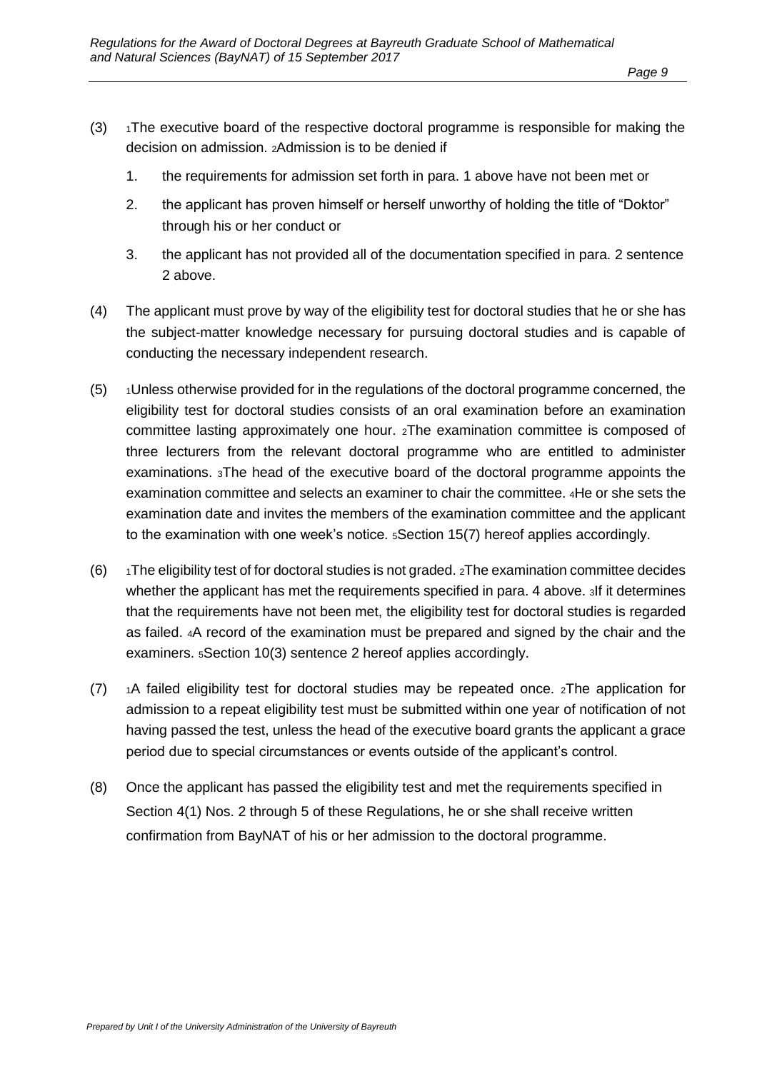(3) [1]The executive board of the respective doctoral programme is responsible for making the decision on admission. [2]Admission is to be denied if

1. the requirements for admission set forth in para. 1 above have not been met or
2. the applicant has proven himself or herself unworthy of holding the title of "Doktor" through his or her conduct or
3. the applicant has not provided all of the documentation specified in para. 2 sentence 2 above.

(4) The applicant must prove by way of the eligibility test for doctoral studies that he or she has the subject-matter knowledge necessary for pursuing doctoral studies and is capable of conducting the necessary independent research.

(5) [1]Unless otherwise provided for in the regulations of the doctoral programme concerned, the eligibility test for doctoral studies consists of an oral examination before an examination committee lasting approximately one hour. [2]The examination committee is composed of three lecturers from the relevant doctoral programme who are entitled to administer examinations. [3]The head of the executive board of the doctoral programme appoints the examination committee and selects an examiner to chair the committee. [4]He or she sets the examination date and invites the members of the examination committee and the applicant to the examination with one week's notice. [5]Section 15(7) hereof applies accordingly.

(6) [1]The eligibility test of for doctoral studies is not graded. [2]The examination committee decides whether the applicant has met the requirements specified in para. 4 above. [3]If it determines that the requirements have not been met, the eligibility test for doctoral studies is regarded as failed. [4]A record of the examination must be prepared and signed by the chair and the examiners. [5]Section 10(3) sentence 2 hereof applies accordingly.

(7) [1]A failed eligibility test for doctoral studies may be repeated once. [2]The application for admission to a repeat eligibility test must be submitted within one year of notification of not having passed the test, unless the head of the executive board grants the applicant a grace period due to special circumstances or events outside of the applicant's control.

(8) Once the applicant has passed the eligibility test and met the requirements specified in Section 4(1) Nos. 2 through 5 of these Regulations, he or she shall receive written confirmation from BayNAT of his or her admission to the doctoral programme.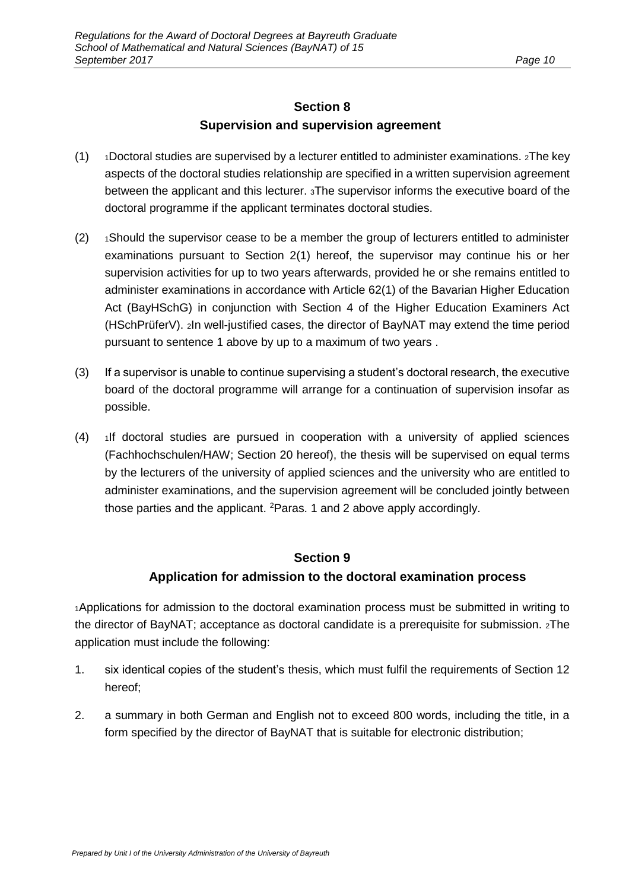## Section 8
## Supervision and supervision agreement

(1) [1]Doctoral studies are supervised by a lecturer entitled to administer examinations. [2]The key aspects of the doctoral studies relationship are specified in a written supervision agreement between the applicant and this lecturer. [3]The supervisor informs the executive board of the doctoral programme if the applicant terminates doctoral studies.

(2) [1]Should the supervisor cease to be a member the group of lecturers entitled to administer examinations pursuant to Section 2(1) hereof, the supervisor may continue his or her supervision activities for up to two years afterwards, provided he or she remains entitled to administer examinations in accordance with Article 62(1) of the Bavarian Higher Education Act (BayHSchG) in conjunction with Section 4 of the Higher Education Examiners Act (HSchPrüferV). [2]In well-justified cases, the director of BayNAT may extend the time period pursuant to sentence 1 above by up to a maximum of two years .

(3) If a supervisor is unable to continue supervising a student's doctoral research, the executive board of the doctoral programme will arrange for a continuation of supervision insofar as possible.

(4) [1]If doctoral studies are pursued in cooperation with a university of applied sciences (Fachhochschulen/HAW; Section 20 hereof), the thesis will be supervised on equal terms by the lecturers of the university of applied sciences and the university who are entitled to administer examinations, and the supervision agreement will be concluded jointly between those parties and the applicant. [2]Paras. 1 and 2 above apply accordingly.

## Section 9
## Application for admission to the doctoral examination process

[1]Applications for admission to the doctoral examination process must be submitted in writing to the director of BayNAT; acceptance as doctoral candidate is a prerequisite for submission. [2]The application must include the following:

1. six identical copies of the student's thesis, which must fulfil the requirements of Section 12 hereof;
2. a summary in both German and English not to exceed 800 words, including the title, in a form specified by the director of BayNAT that is suitable for electronic distribution;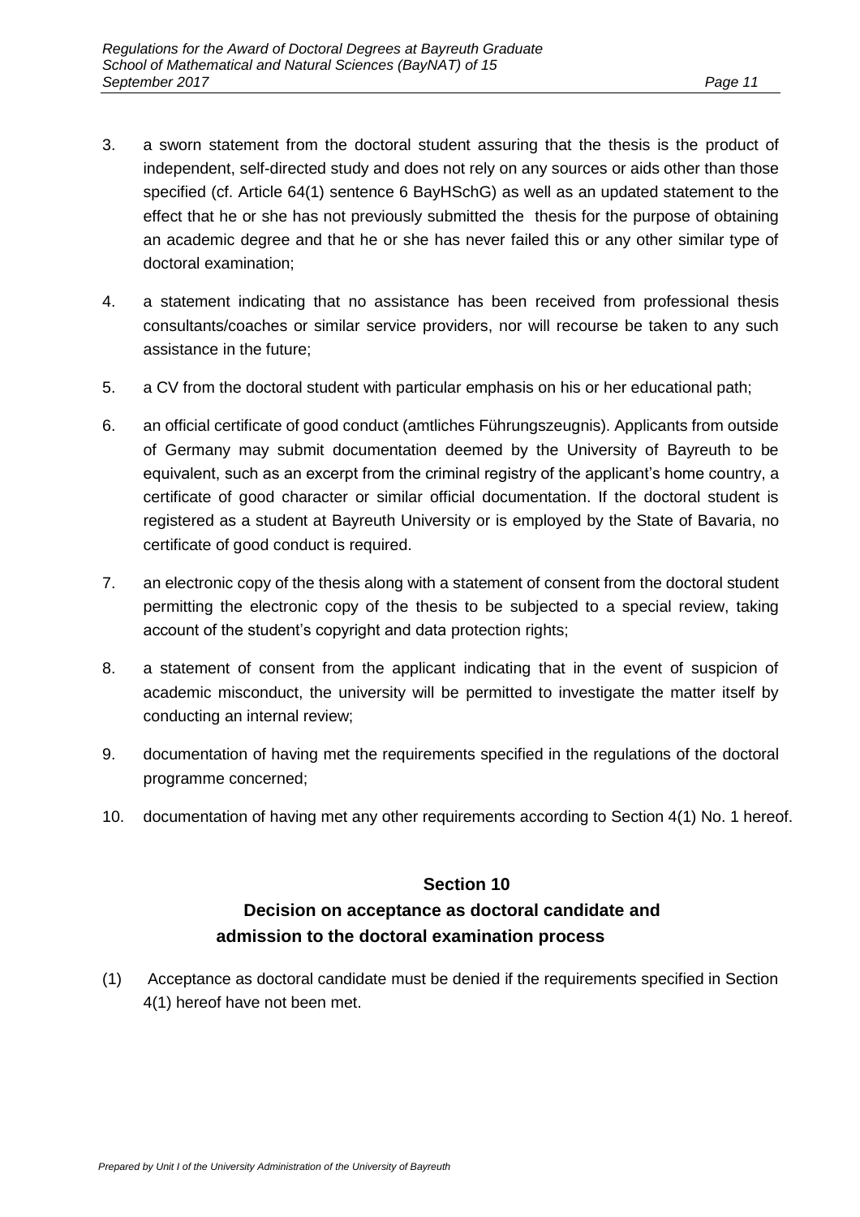3. a sworn statement from the doctoral student assuring that the thesis is the product of independent, self-directed study and does not rely on any sources or aids other than those specified (cf. Article 64(1) sentence 6 BayHSchG) as well as an updated statement to the effect that he or she has not previously submitted the thesis for the purpose of obtaining an academic degree and that he or she has never failed this or any other similar type of doctoral examination;

4. a statement indicating that no assistance has been received from professional thesis consultants/coaches or similar service providers, nor will recourse be taken to any such assistance in the future;

5. a CV from the doctoral student with particular emphasis on his or her educational path;

6. an official certificate of good conduct (amtliches Führungszeugnis). Applicants from outside of Germany may submit documentation deemed by the University of Bayreuth to be equivalent, such as an excerpt from the criminal registry of the applicant's home country, a certificate of good character or similar official documentation. If the doctoral student is registered as a student at Bayreuth University or is employed by the State of Bavaria, no certificate of good conduct is required.

7. an electronic copy of the thesis along with a statement of consent from the doctoral student permitting the electronic copy of the thesis to be subjected to a special review, taking account of the student's copyright and data protection rights;

8. a statement of consent from the applicant indicating that in the event of suspicion of academic misconduct, the university will be permitted to investigate the matter itself by conducting an internal review;

9. documentation of having met the requirements specified in the regulations of the doctoral programme concerned;

10. documentation of having met any other requirements according to Section 4(1) No. 1 hereof.

## Section 10
## Decision on acceptance as doctoral candidate and admission to the doctoral examination process

(1) Acceptance as doctoral candidate must be denied if the requirements specified in Section 4(1) hereof have not been met.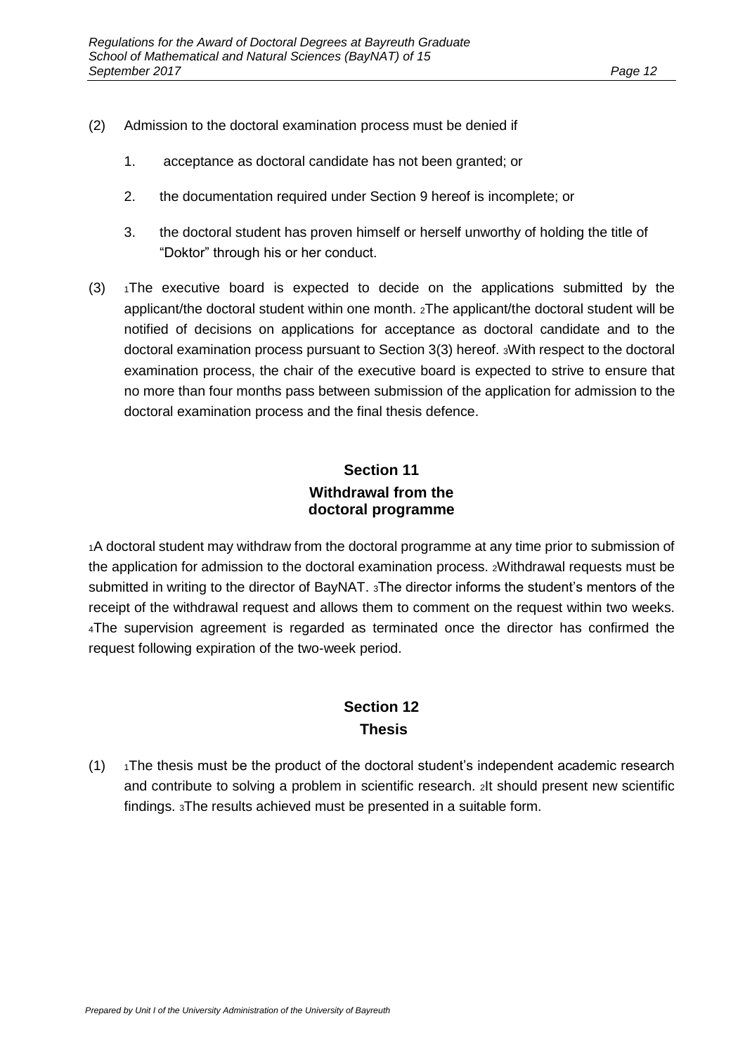(2) Admission to the doctoral examination process must be denied if

1. acceptance as doctoral candidate has not been granted; or
2. the documentation required under Section 9 hereof is incomplete; or
3. the doctoral student has proven himself or herself unworthy of holding the title of "Doktor" through his or her conduct.

(3) [1]The executive board is expected to decide on the applications submitted by the applicant/the doctoral student within one month. [2]The applicant/the doctoral student will be notified of decisions on applications for acceptance as doctoral candidate and to the doctoral examination process pursuant to Section 3(3) hereof. [3]With respect to the doctoral examination process, the chair of the executive board is expected to strive to ensure that no more than four months pass between submission of the application for admission to the doctoral examination process and the final thesis defence.

## Section 11
## Withdrawal from the doctoral programme

[1]A doctoral student may withdraw from the doctoral programme at any time prior to submission of the application for admission to the doctoral examination process. [2]Withdrawal requests must be submitted in writing to the director of BayNAT. [3]The director informs the student's mentors of the receipt of the withdrawal request and allows them to comment on the request within two weeks. [4]The supervision agreement is regarded as terminated once the director has confirmed the request following expiration of the two-week period.

## Section 12
## Thesis

(1) [1]The thesis must be the product of the doctoral student's independent academic research and contribute to solving a problem in scientific research. [2]It should present new scientific findings. [3]The results achieved must be presented in a suitable form.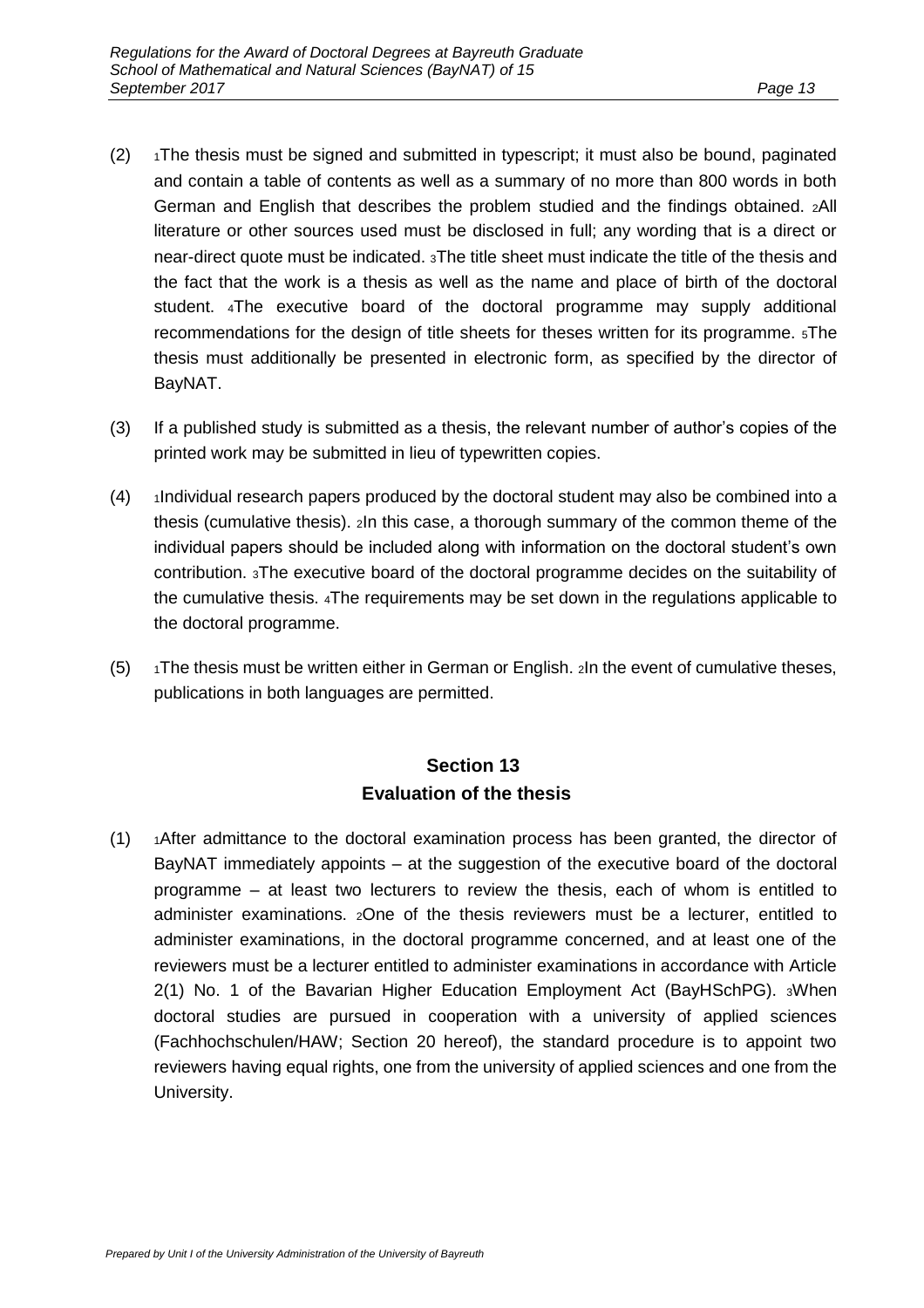(2) [1]The thesis must be signed and submitted in typescript; it must also be bound, paginated and contain a table of contents as well as a summary of no more than 800 words in both German and English that describes the problem studied and the findings obtained. [2]All literature or other sources used must be disclosed in full; any wording that is a direct or near-direct quote must be indicated. [3]The title sheet must indicate the title of the thesis and the fact that the work is a thesis as well as the name and place of birth of the doctoral student. [4]The executive board of the doctoral programme may supply additional recommendations for the design of title sheets for theses written for its programme. [5]The thesis must additionally be presented in electronic form, as specified by the director of BayNAT.

(3) If a published study is submitted as a thesis, the relevant number of author's copies of the printed work may be submitted in lieu of typewritten copies.

(4) [1]Individual research papers produced by the doctoral student may also be combined into a thesis (cumulative thesis). [2]In this case, a thorough summary of the common theme of the individual papers should be included along with information on the doctoral student's own contribution. [3]The executive board of the doctoral programme decides on the suitability of the cumulative thesis. [4]The requirements may be set down in the regulations applicable to the doctoral programme.

(5) [1]The thesis must be written either in German or English. [2]In the event of cumulative theses, publications in both languages are permitted.

## Section 13
## Evaluation of the thesis

(1) [1]After admittance to the doctoral examination process has been granted, the director of BayNAT immediately appoints – at the suggestion of the executive board of the doctoral programme – at least two lecturers to review the thesis, each of whom is entitled to administer examinations. [2]One of the thesis reviewers must be a lecturer, entitled to administer examinations, in the doctoral programme concerned, and at least one of the reviewers must be a lecturer entitled to administer examinations in accordance with Article 2(1) No. 1 of the Bavarian Higher Education Employment Act (BayHSchPG). [3]When doctoral studies are pursued in cooperation with a university of applied sciences (Fachhochschulen/HAW; Section 20 hereof), the standard procedure is to appoint two reviewers having equal rights, one from the university of applied sciences and one from the University.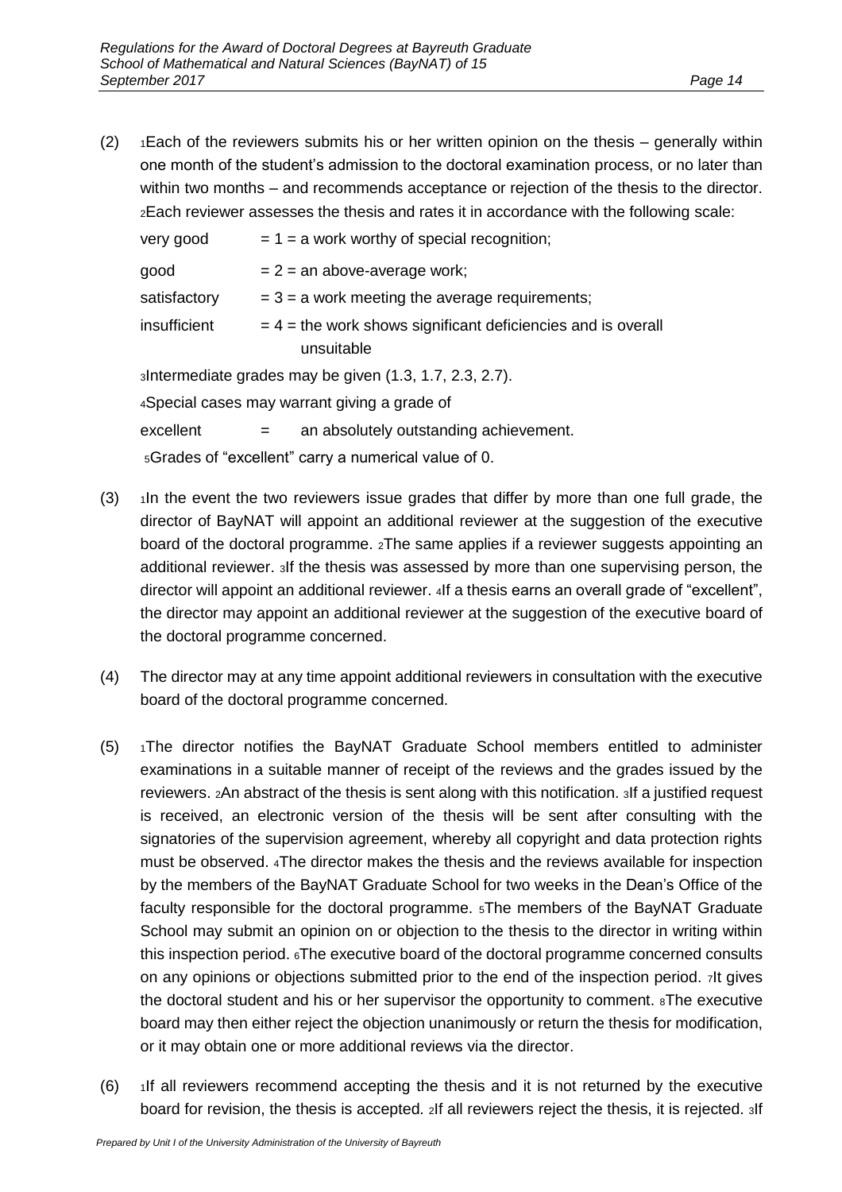(2) [1]Each of the reviewers submits his or her written opinion on the thesis – generally within one month of the student's admission to the doctoral examination process, or no later than within two months – and recommends acceptance or rejection of the thesis to the director. [2]Each reviewer assesses the thesis and rates it in accordance with the following scale:

| | |
|---|---|
| very good | = 1 = a work worthy of special recognition; |
| good | = 2 = an above-average work; |
| satisfactory | = 3 = a work meeting the average requirements; |
| insufficient | = 4 = the work shows significant deficiencies and is overall unsuitable |

[3]Intermediate grades may be given (1.3, 1.7, 2.3, 2.7).

[4]Special cases may warrant giving a grade of

excellent = an absolutely outstanding achievement.

[5]Grades of "excellent" carry a numerical value of 0.

(3) [1]In the event the two reviewers issue grades that differ by more than one full grade, the director of BayNAT will appoint an additional reviewer at the suggestion of the executive board of the doctoral programme. [2]The same applies if a reviewer suggests appointing an additional reviewer. [3]If the thesis was assessed by more than one supervising person, the director will appoint an additional reviewer. [4]If a thesis earns an overall grade of "excellent", the director may appoint an additional reviewer at the suggestion of the executive board of the doctoral programme concerned.

(4) The director may at any time appoint additional reviewers in consultation with the executive board of the doctoral programme concerned.

(5) [1]The director notifies the BayNAT Graduate School members entitled to administer examinations in a suitable manner of receipt of the reviews and the grades issued by the reviewers. [2]An abstract of the thesis is sent along with this notification. [3]If a justified request is received, an electronic version of the thesis will be sent after consulting with the signatories of the supervision agreement, whereby all copyright and data protection rights must be observed. [4]The director makes the thesis and the reviews available for inspection by the members of the BayNAT Graduate School for two weeks in the Dean's Office of the faculty responsible for the doctoral programme. [5]The members of the BayNAT Graduate School may submit an opinion on or objection to the thesis to the director in writing within this inspection period. [6]The executive board of the doctoral programme concerned consults on any opinions or objections submitted prior to the end of the inspection period. [7]It gives the doctoral student and his or her supervisor the opportunity to comment. [8]The executive board may then either reject the objection unanimously or return the thesis for modification, or it may obtain one or more additional reviews via the director.

(6) [1]If all reviewers recommend accepting the thesis and it is not returned by the executive board for revision, the thesis is accepted. [2]If all reviewers reject the thesis, it is rejected. [3]If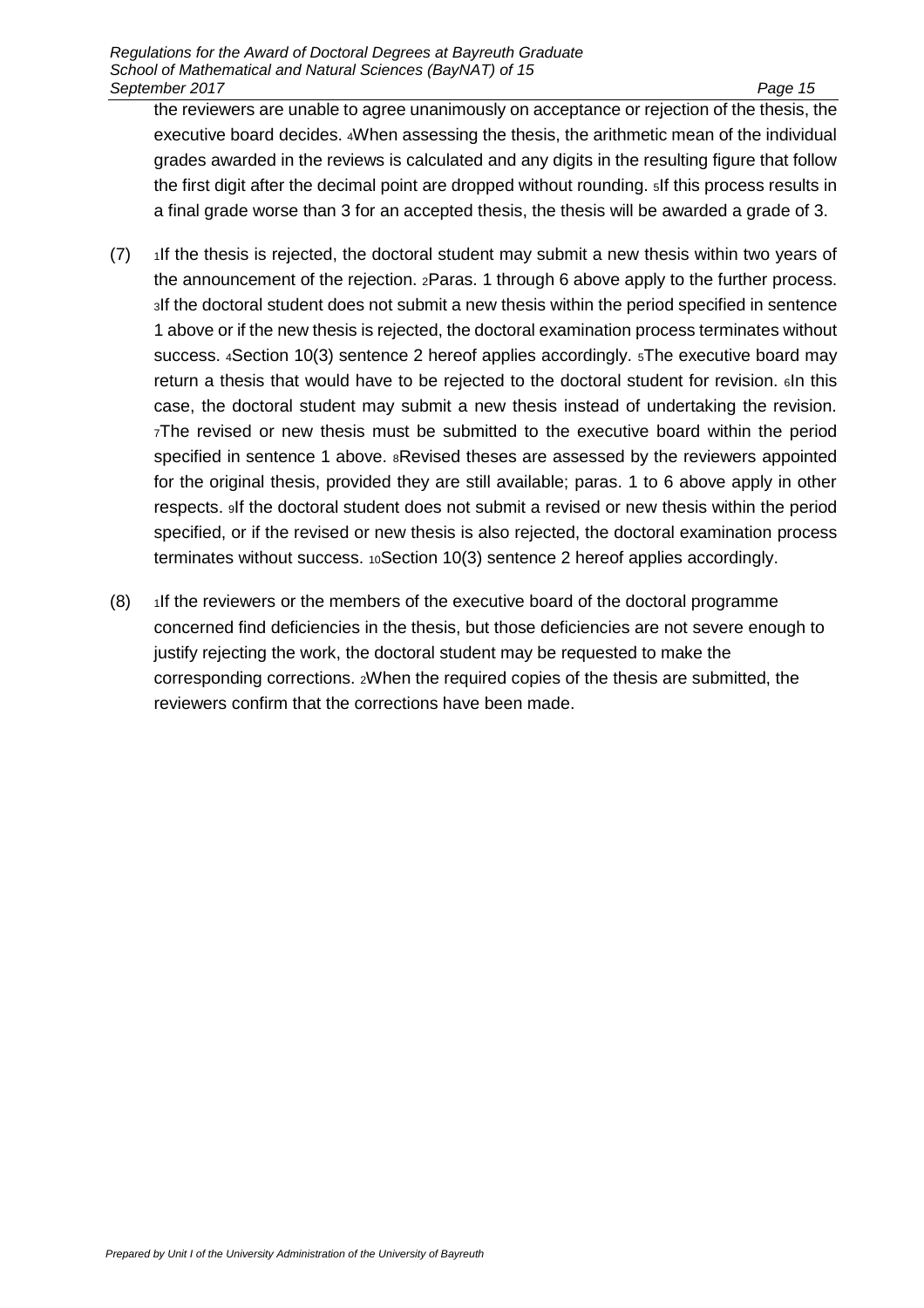the reviewers are unable to agree unanimously on acceptance or rejection of the thesis, the executive board decides. 4When assessing the thesis, the arithmetic mean of the individual grades awarded in the reviews is calculated and any digits in the resulting figure that follow the first digit after the decimal point are dropped without rounding. 5If this process results in a final grade worse than 3 for an accepted thesis, the thesis will be awarded a grade of 3.

(7) 1If the thesis is rejected, the doctoral student may submit a new thesis within two years of the announcement of the rejection. 2Paras. 1 through 6 above apply to the further process. 3If the doctoral student does not submit a new thesis within the period specified in sentence 1 above or if the new thesis is rejected, the doctoral examination process terminates without success. 4Section 10(3) sentence 2 hereof applies accordingly. 5The executive board may return a thesis that would have to be rejected to the doctoral student for revision. 6In this case, the doctoral student may submit a new thesis instead of undertaking the revision. 7The revised or new thesis must be submitted to the executive board within the period specified in sentence 1 above. 8Revised theses are assessed by the reviewers appointed for the original thesis, provided they are still available; paras. 1 to 6 above apply in other respects. 9If the doctoral student does not submit a revised or new thesis within the period specified, or if the revised or new thesis is also rejected, the doctoral examination process terminates without success. 10Section 10(3) sentence 2 hereof applies accordingly.

(8) 1If the reviewers or the members of the executive board of the doctoral programme concerned find deficiencies in the thesis, but those deficiencies are not severe enough to justify rejecting the work, the doctoral student may be requested to make the corresponding corrections. 2When the required copies of the thesis are submitted, the reviewers confirm that the corrections have been made.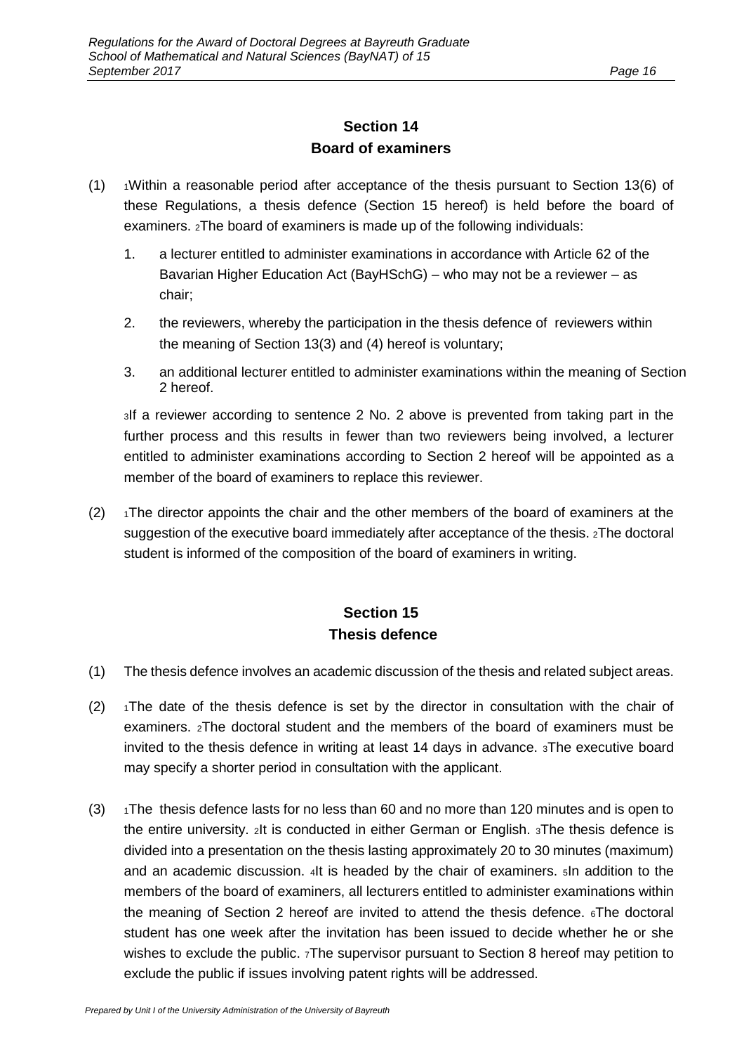## Section 14
## Board of examiners

(1) 1Within a reasonable period after acceptance of the thesis pursuant to Section 13(6) of these Regulations, a thesis defence (Section 15 hereof) is held before the board of examiners. 2The board of examiners is made up of the following individuals:

1. a lecturer entitled to administer examinations in accordance with Article 62 of the Bavarian Higher Education Act (BayHSchG) – who may not be a reviewer – as chair;
2. the reviewers, whereby the participation in the thesis defence of reviewers within the meaning of Section 13(3) and (4) hereof is voluntary;
3. an additional lecturer entitled to administer examinations within the meaning of Section 2 hereof.

3If a reviewer according to sentence 2 No. 2 above is prevented from taking part in the further process and this results in fewer than two reviewers being involved, a lecturer entitled to administer examinations according to Section 2 hereof will be appointed as a member of the board of examiners to replace this reviewer.

(2) 1The director appoints the chair and the other members of the board of examiners at the suggestion of the executive board immediately after acceptance of the thesis. 2The doctoral student is informed of the composition of the board of examiners in writing.

## Section 15
## Thesis defence

(1) The thesis defence involves an academic discussion of the thesis and related subject areas.

(2) 1The date of the thesis defence is set by the director in consultation with the chair of examiners. 2The doctoral student and the members of the board of examiners must be invited to the thesis defence in writing at least 14 days in advance. 3The executive board may specify a shorter period in consultation with the applicant.

(3) 1The thesis defence lasts for no less than 60 and no more than 120 minutes and is open to the entire university. 2It is conducted in either German or English. 3The thesis defence is divided into a presentation on the thesis lasting approximately 20 to 30 minutes (maximum) and an academic discussion. 4It is headed by the chair of examiners. 5In addition to the members of the board of examiners, all lecturers entitled to administer examinations within the meaning of Section 2 hereof are invited to attend the thesis defence. 6The doctoral student has one week after the invitation has been issued to decide whether he or she wishes to exclude the public. 7The supervisor pursuant to Section 8 hereof may petition to exclude the public if issues involving patent rights will be addressed.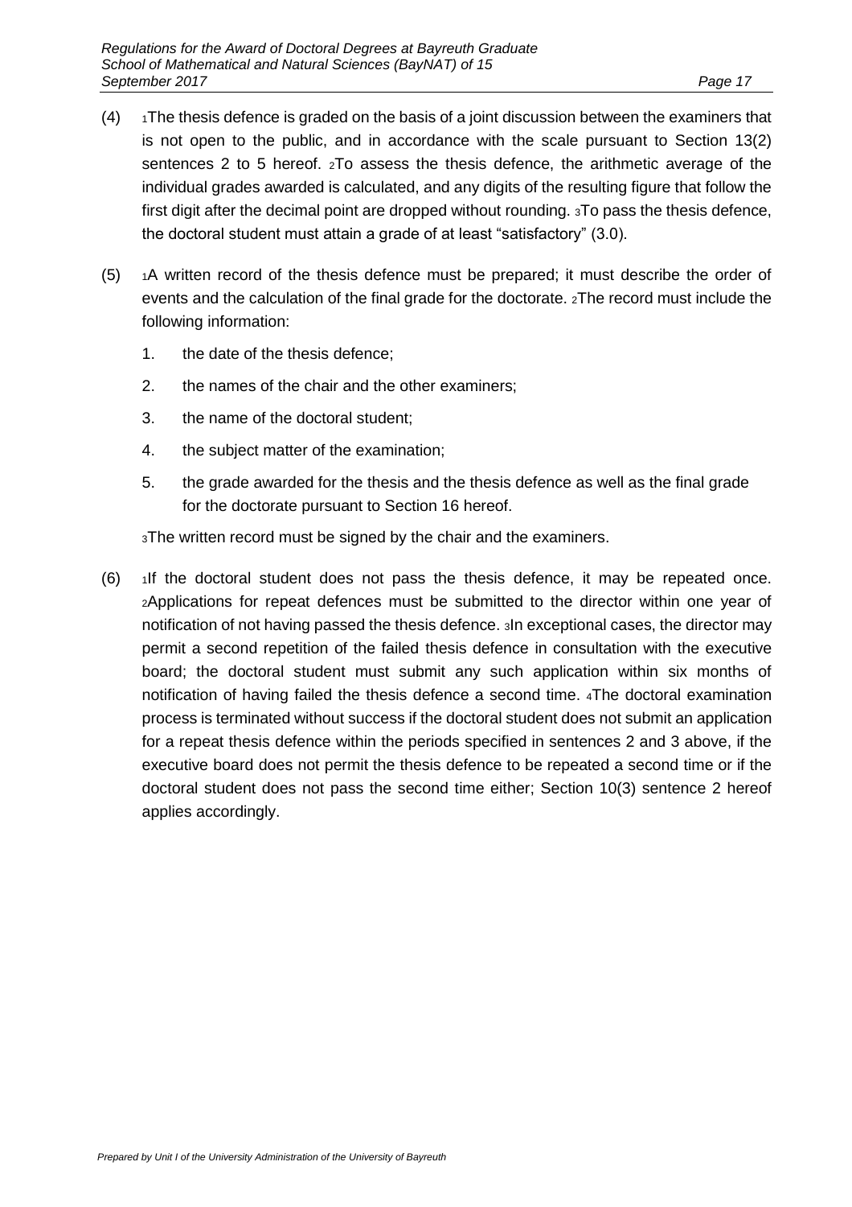(4) [1]The thesis defence is graded on the basis of a joint discussion between the examiners that is not open to the public, and in accordance with the scale pursuant to Section 13(2) sentences 2 to 5 hereof. [2]To assess the thesis defence, the arithmetic average of the individual grades awarded is calculated, and any digits of the resulting figure that follow the first digit after the decimal point are dropped without rounding. [3]To pass the thesis defence, the doctoral student must attain a grade of at least "satisfactory" (3.0).

(5) [1]A written record of the thesis defence must be prepared; it must describe the order of events and the calculation of the final grade for the doctorate. [2]The record must include the following information:

1. the date of the thesis defence;
2. the names of the chair and the other examiners;
3. the name of the doctoral student;
4. the subject matter of the examination;
5. the grade awarded for the thesis and the thesis defence as well as the final grade for the doctorate pursuant to Section 16 hereof.

[3]The written record must be signed by the chair and the examiners.

(6) [1]If the doctoral student does not pass the thesis defence, it may be repeated once. [2]Applications for repeat defences must be submitted to the director within one year of notification of not having passed the thesis defence. [3]In exceptional cases, the director may permit a second repetition of the failed thesis defence in consultation with the executive board; the doctoral student must submit any such application within six months of notification of having failed the thesis defence a second time. [4]The doctoral examination process is terminated without success if the doctoral student does not submit an application for a repeat thesis defence within the periods specified in sentences 2 and 3 above, if the executive board does not permit the thesis defence to be repeated a second time or if the doctoral student does not pass the second time either; Section 10(3) sentence 2 hereof applies accordingly.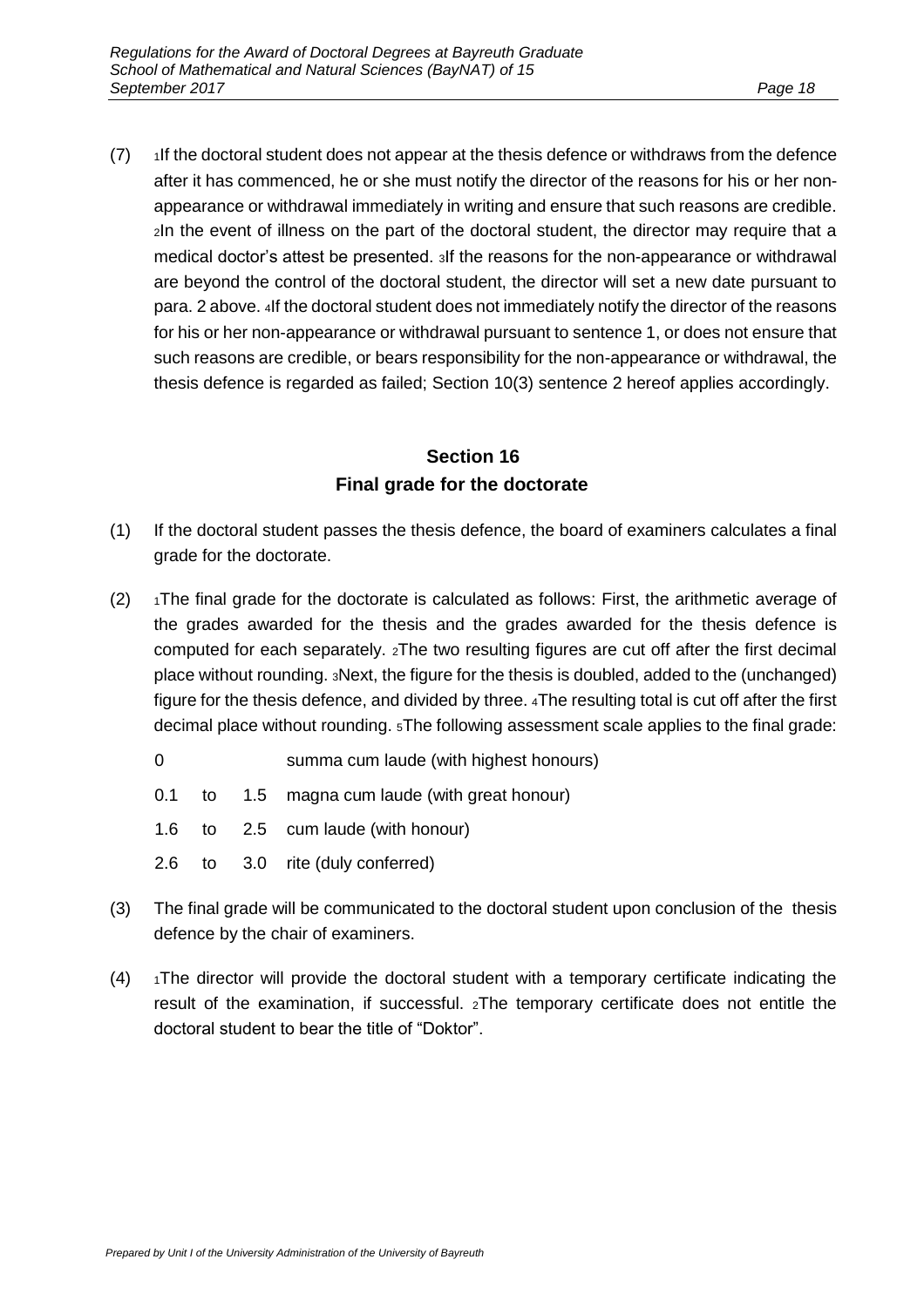(7) [1]If the doctoral student does not appear at the thesis defence or withdraws from the defence after it has commenced, he or she must notify the director of the reasons for his or her non-appearance or withdrawal immediately in writing and ensure that such reasons are credible. [2]In the event of illness on the part of the doctoral student, the director may require that a medical doctor's attest be presented. [3]If the reasons for the non-appearance or withdrawal are beyond the control of the doctoral student, the director will set a new date pursuant to para. 2 above. [4]If the doctoral student does not immediately notify the director of the reasons for his or her non-appearance or withdrawal pursuant to sentence 1, or does not ensure that such reasons are credible, or bears responsibility for the non-appearance or withdrawal, the thesis defence is regarded as failed; Section 10(3) sentence 2 hereof applies accordingly.

## Section 16
## Final grade for the doctorate

(1) If the doctoral student passes the thesis defence, the board of examiners calculates a final grade for the doctorate.

(2) [1]The final grade for the doctorate is calculated as follows: First, the arithmetic average of the grades awarded for the thesis and the grades awarded for the thesis defence is computed for each separately. [2]The two resulting figures are cut off after the first decimal place without rounding. [3]Next, the figure for the thesis is doubled, added to the (unchanged) figure for the thesis defence, and divided by three. [4]The resulting total is cut off after the first decimal place without rounding. [5]The following assessment scale applies to the final grade:

| | | | |
|---|---|---|---|
| 0 | | | summa cum laude (with highest honours) |
| 0.1 | to | 1.5 | magna cum laude (with great honour) |
| 1.6 | to | 2.5 | cum laude (with honour) |
| 2.6 | to | 3.0 | rite (duly conferred) |

(3) The final grade will be communicated to the doctoral student upon conclusion of the thesis defence by the chair of examiners.

(4) [1]The director will provide the doctoral student with a temporary certificate indicating the result of the examination, if successful. [2]The temporary certificate does not entitle the doctoral student to bear the title of "Doktor".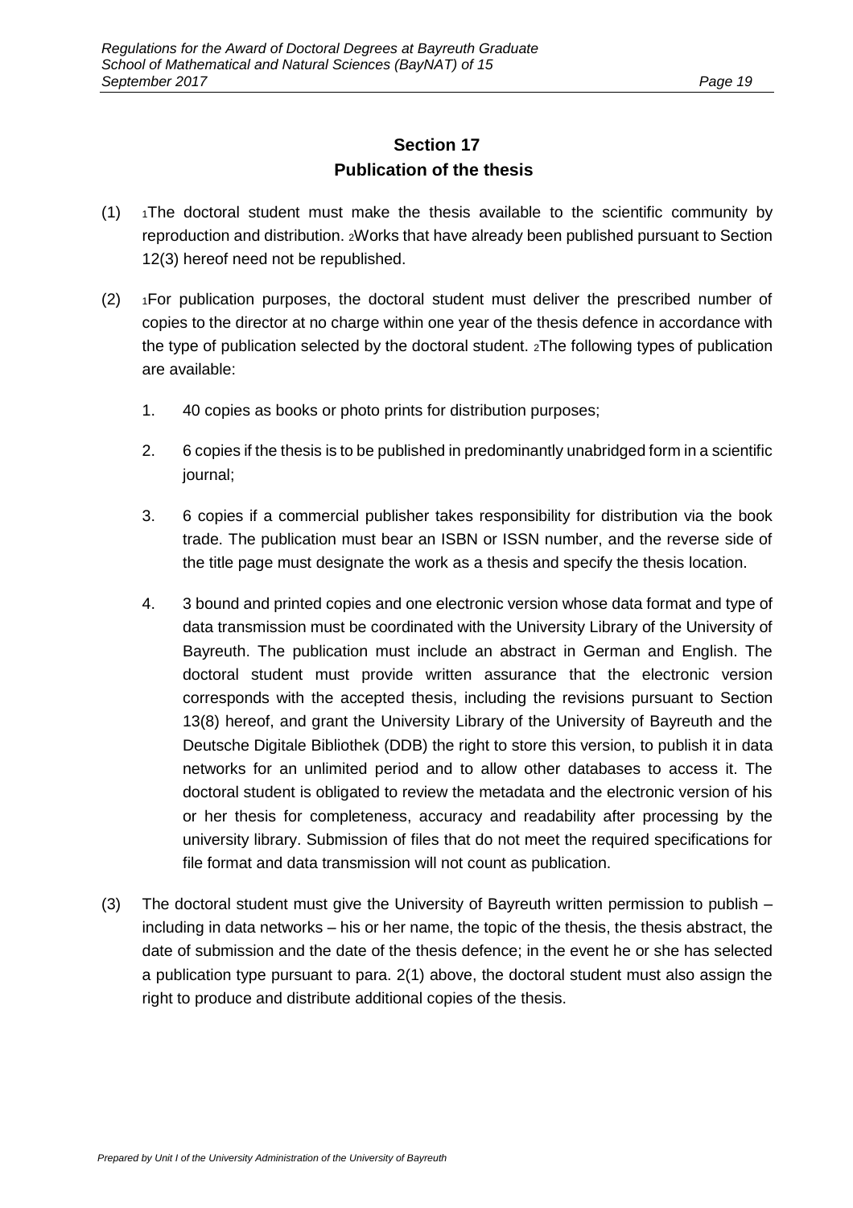## Section 17
## Publication of the thesis

(1) 1The doctoral student must make the thesis available to the scientific community by reproduction and distribution. 2Works that have already been published pursuant to Section 12(3) hereof need not be republished.

(2) 1For publication purposes, the doctoral student must deliver the prescribed number of copies to the director at no charge within one year of the thesis defence in accordance with the type of publication selected by the doctoral student. 2The following types of publication are available:

1. 40 copies as books or photo prints for distribution purposes;
2. 6 copies if the thesis is to be published in predominantly unabridged form in a scientific journal;
3. 6 copies if a commercial publisher takes responsibility for distribution via the book trade. The publication must bear an ISBN or ISSN number, and the reverse side of the title page must designate the work as a thesis and specify the thesis location.
4. 3 bound and printed copies and one electronic version whose data format and type of data transmission must be coordinated with the University Library of the University of Bayreuth. The publication must include an abstract in German and English. The doctoral student must provide written assurance that the electronic version corresponds with the accepted thesis, including the revisions pursuant to Section 13(8) hereof, and grant the University Library of the University of Bayreuth and the Deutsche Digitale Bibliothek (DDB) the right to store this version, to publish it in data networks for an unlimited period and to allow other databases to access it. The doctoral student is obligated to review the metadata and the electronic version of his or her thesis for completeness, accuracy and readability after processing by the university library. Submission of files that do not meet the required specifications for file format and data transmission will not count as publication.

(3) The doctoral student must give the University of Bayreuth written permission to publish – including in data networks – his or her name, the topic of the thesis, the thesis abstract, the date of submission and the date of the thesis defence; in the event he or she has selected a publication type pursuant to para. 2(1) above, the doctoral student must also assign the right to produce and distribute additional copies of the thesis.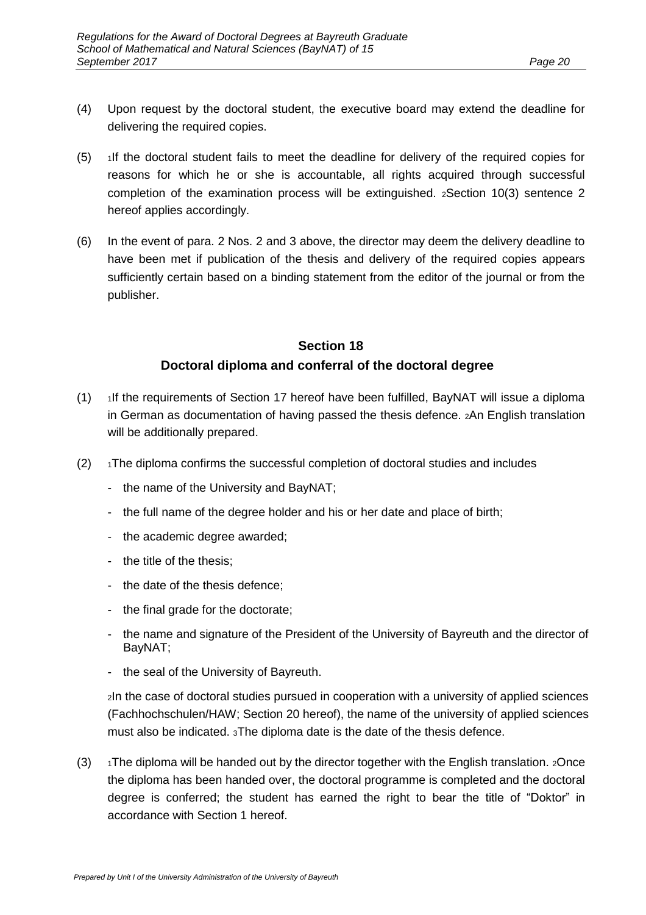(4) Upon request by the doctoral student, the executive board may extend the deadline for delivering the required copies.

(5) [1]If the doctoral student fails to meet the deadline for delivery of the required copies for reasons for which he or she is accountable, all rights acquired through successful completion of the examination process will be extinguished. [2]Section 10(3) sentence 2 hereof applies accordingly.

(6) In the event of para. 2 Nos. 2 and 3 above, the director may deem the delivery deadline to have been met if publication of the thesis and delivery of the required copies appears sufficiently certain based on a binding statement from the editor of the journal or from the publisher.

## Section 18
## Doctoral diploma and conferral of the doctoral degree

(1) [1]If the requirements of Section 17 hereof have been fulfilled, BayNAT will issue a diploma in German as documentation of having passed the thesis defence. [2]An English translation will be additionally prepared.

(2) [1]The diploma confirms the successful completion of doctoral studies and includes

- the name of the University and BayNAT;
- the full name of the degree holder and his or her date and place of birth;
- the academic degree awarded;
- the title of the thesis;
- the date of the thesis defence;
- the final grade for the doctorate;
- the name and signature of the President of the University of Bayreuth and the director of BayNAT;
- the seal of the University of Bayreuth.

[2]In the case of doctoral studies pursued in cooperation with a university of applied sciences (Fachhochschulen/HAW; Section 20 hereof), the name of the university of applied sciences must also be indicated. [3]The diploma date is the date of the thesis defence.

(3) [1]The diploma will be handed out by the director together with the English translation. [2]Once the diploma has been handed over, the doctoral programme is completed and the doctoral degree is conferred; the student has earned the right to bear the title of "Doktor" in accordance with Section 1 hereof.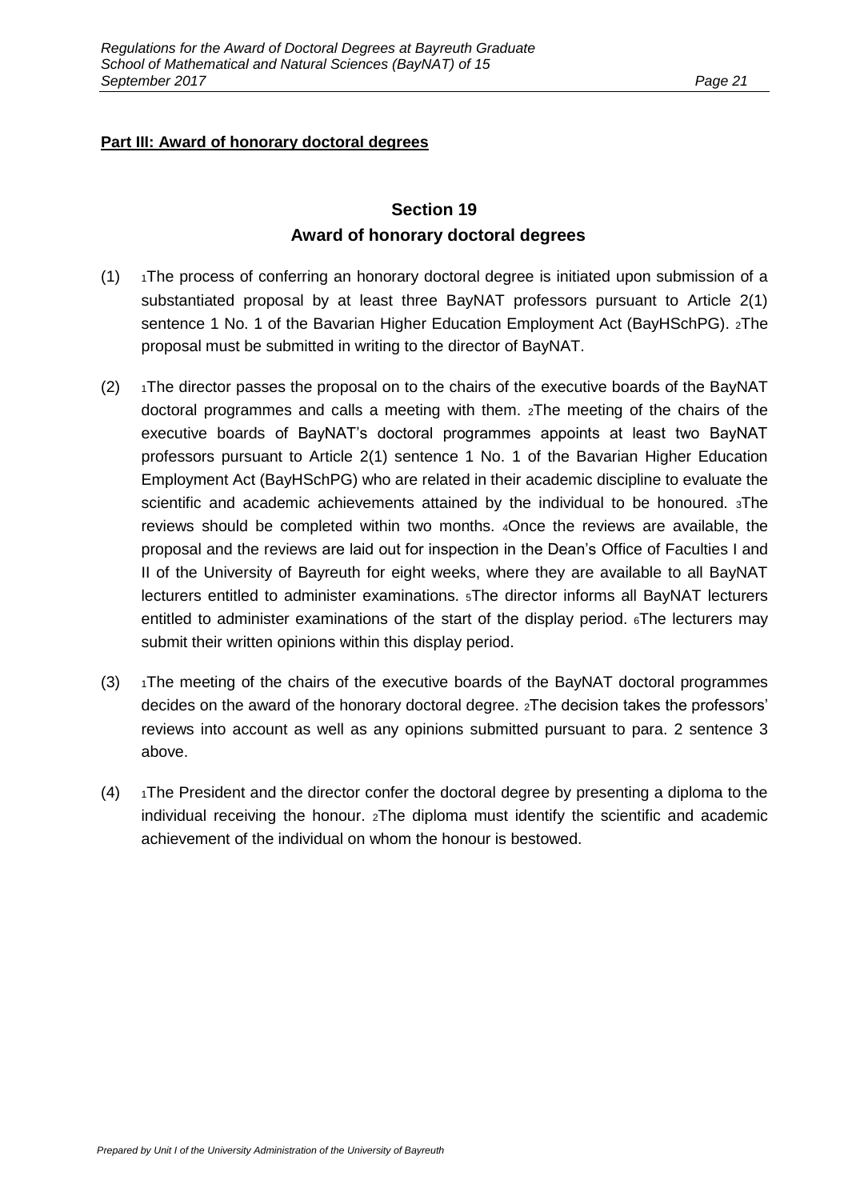**Part III: Award of honorary doctoral degrees**

## Section 19
## Award of honorary doctoral degrees

(1) 1The process of conferring an honorary doctoral degree is initiated upon submission of a substantiated proposal by at least three BayNAT professors pursuant to Article 2(1) sentence 1 No. 1 of the Bavarian Higher Education Employment Act (BayHSchPG). 2The proposal must be submitted in writing to the director of BayNAT.

(2) 1The director passes the proposal on to the chairs of the executive boards of the BayNAT doctoral programmes and calls a meeting with them. 2The meeting of the chairs of the executive boards of BayNAT's doctoral programmes appoints at least two BayNAT professors pursuant to Article 2(1) sentence 1 No. 1 of the Bavarian Higher Education Employment Act (BayHSchPG) who are related in their academic discipline to evaluate the scientific and academic achievements attained by the individual to be honoured. 3The reviews should be completed within two months. 4Once the reviews are available, the proposal and the reviews are laid out for inspection in the Dean's Office of Faculties I and II of the University of Bayreuth for eight weeks, where they are available to all BayNAT lecturers entitled to administer examinations. 5The director informs all BayNAT lecturers entitled to administer examinations of the start of the display period. 6The lecturers may submit their written opinions within this display period.

(3) 1The meeting of the chairs of the executive boards of the BayNAT doctoral programmes decides on the award of the honorary doctoral degree. 2The decision takes the professors' reviews into account as well as any opinions submitted pursuant to para. 2 sentence 3 above.

(4) 1The President and the director confer the doctoral degree by presenting a diploma to the individual receiving the honour. 2The diploma must identify the scientific and academic achievement of the individual on whom the honour is bestowed.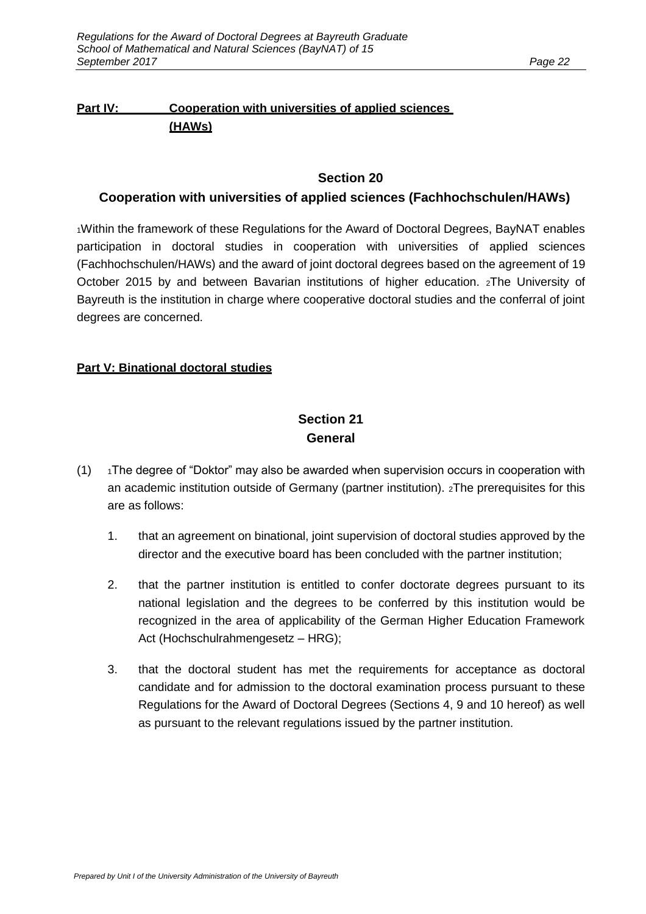**Part IV: Cooperation with universities of applied sciences (HAWs)**

## Section 20
## Cooperation with universities of applied sciences (Fachhochschulen/HAWs)

[1]Within the framework of these Regulations for the Award of Doctoral Degrees, BayNAT enables participation in doctoral studies in cooperation with universities of applied sciences (Fachhochschulen/HAWs) and the award of joint doctoral degrees based on the agreement of 19 October 2015 by and between Bavarian institutions of higher education. [2]The University of Bayreuth is the institution in charge where cooperative doctoral studies and the conferral of joint degrees are concerned.

**Part V: Binational doctoral studies**

## Section 21
## General

(1) [1]The degree of "Doktor" may also be awarded when supervision occurs in cooperation with an academic institution outside of Germany (partner institution). [2]The prerequisites for this are as follows:

1. that an agreement on binational, joint supervision of doctoral studies approved by the director and the executive board has been concluded with the partner institution;

2. that the partner institution is entitled to confer doctorate degrees pursuant to its national legislation and the degrees to be conferred by this institution would be recognized in the area of applicability of the German Higher Education Framework Act (Hochschulrahmengesetz – HRG);

3. that the doctoral student has met the requirements for acceptance as doctoral candidate and for admission to the doctoral examination process pursuant to these Regulations for the Award of Doctoral Degrees (Sections 4, 9 and 10 hereof) as well as pursuant to the relevant regulations issued by the partner institution.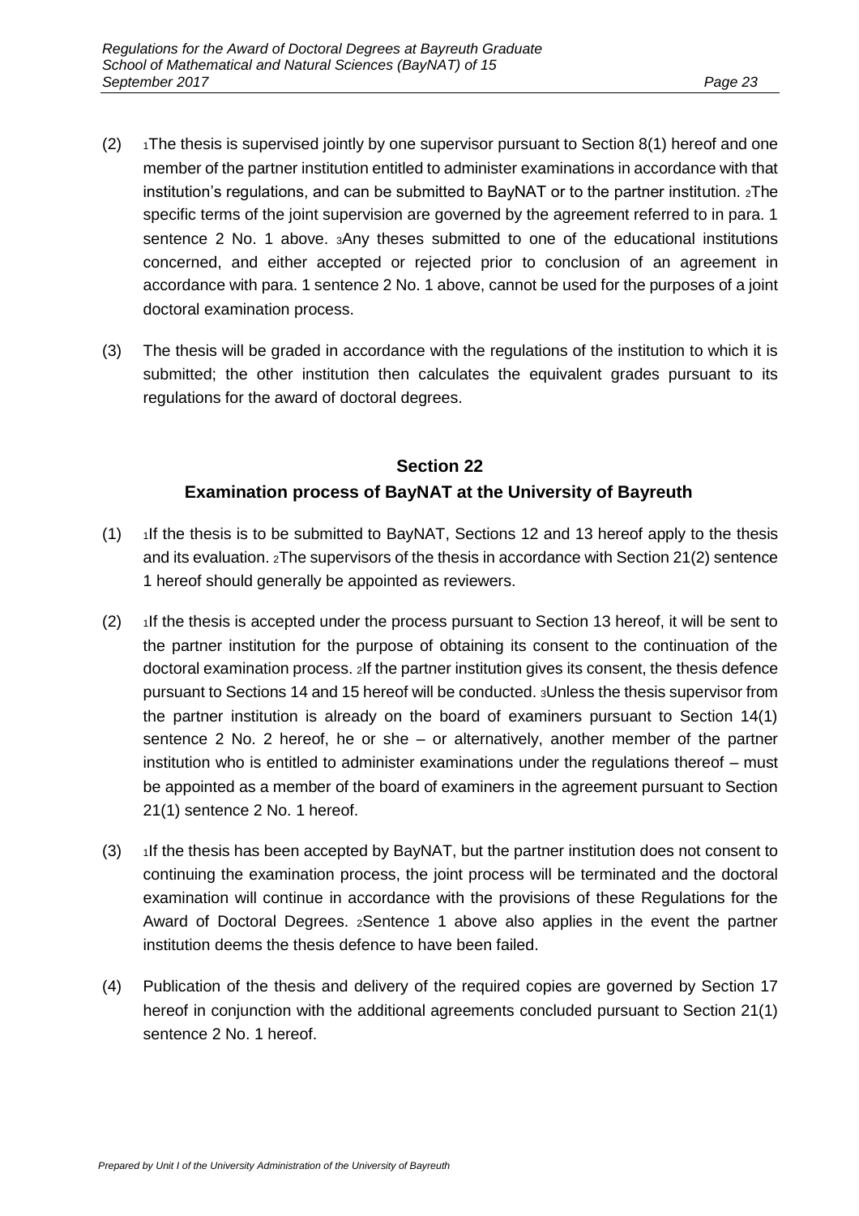(2) [1]The thesis is supervised jointly by one supervisor pursuant to Section 8(1) hereof and one member of the partner institution entitled to administer examinations in accordance with that institution's regulations, and can be submitted to BayNAT or to the partner institution. [2]The specific terms of the joint supervision are governed by the agreement referred to in para. 1 sentence 2 No. 1 above. [3]Any theses submitted to one of the educational institutions concerned, and either accepted or rejected prior to conclusion of an agreement in accordance with para. 1 sentence 2 No. 1 above, cannot be used for the purposes of a joint doctoral examination process.

(3) The thesis will be graded in accordance with the regulations of the institution to which it is submitted; the other institution then calculates the equivalent grades pursuant to its regulations for the award of doctoral degrees.

## Section 22
## Examination process of BayNAT at the University of Bayreuth

(1) [1]If the thesis is to be submitted to BayNAT, Sections 12 and 13 hereof apply to the thesis and its evaluation. [2]The supervisors of the thesis in accordance with Section 21(2) sentence 1 hereof should generally be appointed as reviewers.

(2) [1]If the thesis is accepted under the process pursuant to Section 13 hereof, it will be sent to the partner institution for the purpose of obtaining its consent to the continuation of the doctoral examination process. [2]If the partner institution gives its consent, the thesis defence pursuant to Sections 14 and 15 hereof will be conducted. [3]Unless the thesis supervisor from the partner institution is already on the board of examiners pursuant to Section 14(1) sentence 2 No. 2 hereof, he or she – or alternatively, another member of the partner institution who is entitled to administer examinations under the regulations thereof – must be appointed as a member of the board of examiners in the agreement pursuant to Section 21(1) sentence 2 No. 1 hereof.

(3) [1]If the thesis has been accepted by BayNAT, but the partner institution does not consent to continuing the examination process, the joint process will be terminated and the doctoral examination will continue in accordance with the provisions of these Regulations for the Award of Doctoral Degrees. [2]Sentence 1 above also applies in the event the partner institution deems the thesis defence to have been failed.

(4) Publication of the thesis and delivery of the required copies are governed by Section 17 hereof in conjunction with the additional agreements concluded pursuant to Section 21(1) sentence 2 No. 1 hereof.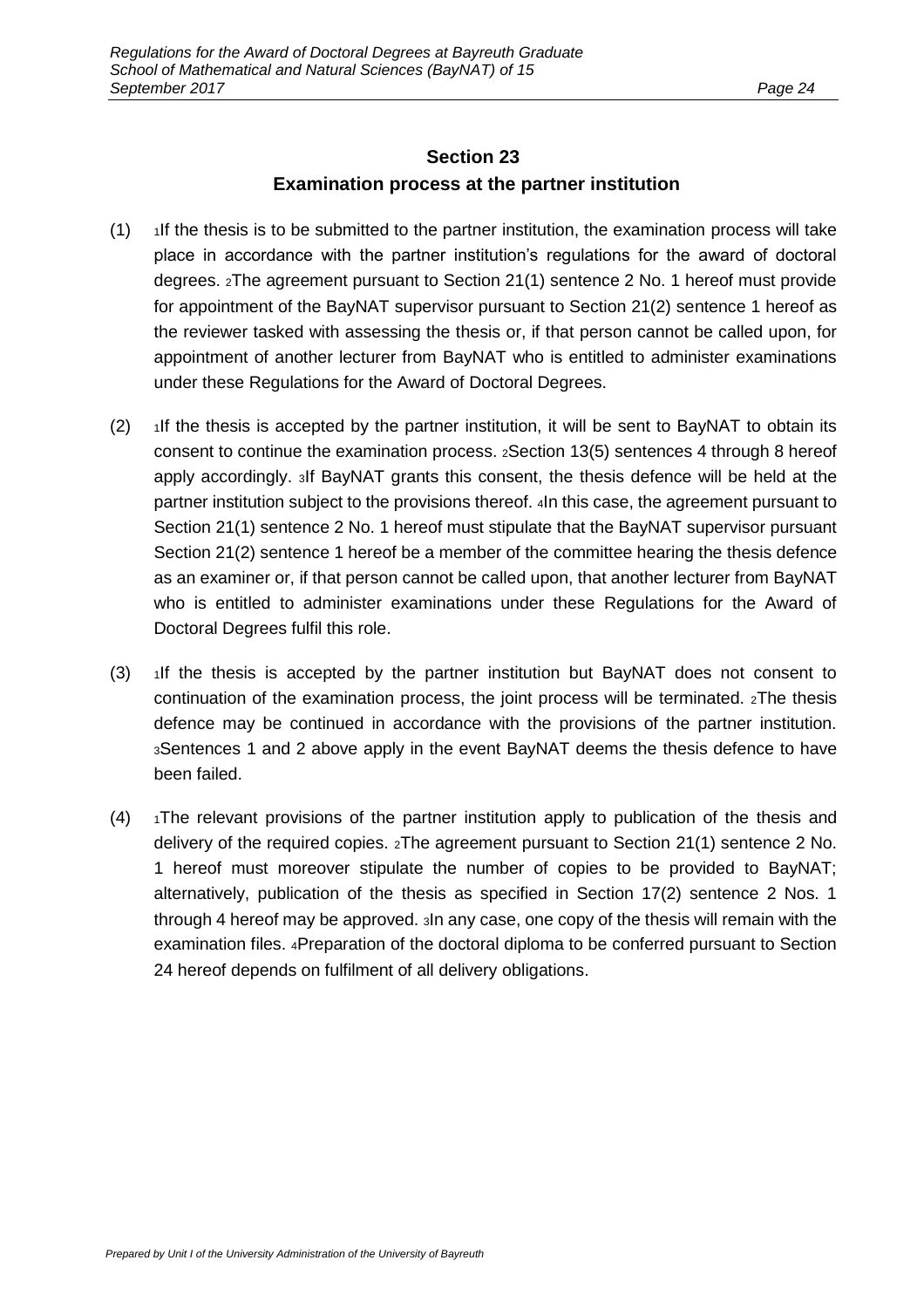## Section 23
## Examination process at the partner institution

(1) [1]If the thesis is to be submitted to the partner institution, the examination process will take place in accordance with the partner institution's regulations for the award of doctoral degrees. [2]The agreement pursuant to Section 21(1) sentence 2 No. 1 hereof must provide for appointment of the BayNAT supervisor pursuant to Section 21(2) sentence 1 hereof as the reviewer tasked with assessing the thesis or, if that person cannot be called upon, for appointment of another lecturer from BayNAT who is entitled to administer examinations under these Regulations for the Award of Doctoral Degrees.

(2) [1]If the thesis is accepted by the partner institution, it will be sent to BayNAT to obtain its consent to continue the examination process. [2]Section 13(5) sentences 4 through 8 hereof apply accordingly. [3]If BayNAT grants this consent, the thesis defence will be held at the partner institution subject to the provisions thereof. [4]In this case, the agreement pursuant to Section 21(1) sentence 2 No. 1 hereof must stipulate that the BayNAT supervisor pursuant Section 21(2) sentence 1 hereof be a member of the committee hearing the thesis defence as an examiner or, if that person cannot be called upon, that another lecturer from BayNAT who is entitled to administer examinations under these Regulations for the Award of Doctoral Degrees fulfil this role.

(3) [1]If the thesis is accepted by the partner institution but BayNAT does not consent to continuation of the examination process, the joint process will be terminated. [2]The thesis defence may be continued in accordance with the provisions of the partner institution. [3]Sentences 1 and 2 above apply in the event BayNAT deems the thesis defence to have been failed.

(4) [1]The relevant provisions of the partner institution apply to publication of the thesis and delivery of the required copies. [2]The agreement pursuant to Section 21(1) sentence 2 No. 1 hereof must moreover stipulate the number of copies to be provided to BayNAT; alternatively, publication of the thesis as specified in Section 17(2) sentence 2 Nos. 1 through 4 hereof may be approved. [3]In any case, one copy of the thesis will remain with the examination files. [4]Preparation of the doctoral diploma to be conferred pursuant to Section 24 hereof depends on fulfilment of all delivery obligations.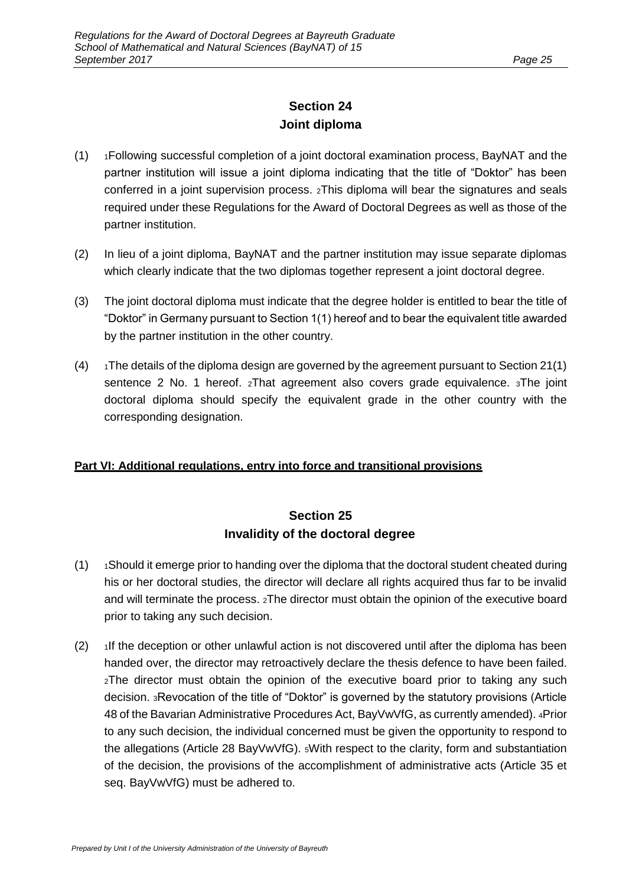## Section 24
## Joint diploma

(1) 1Following successful completion of a joint doctoral examination process, BayNAT and the partner institution will issue a joint diploma indicating that the title of "Doktor" has been conferred in a joint supervision process. 2This diploma will bear the signatures and seals required under these Regulations for the Award of Doctoral Degrees as well as those of the partner institution.

(2) In lieu of a joint diploma, BayNAT and the partner institution may issue separate diplomas which clearly indicate that the two diplomas together represent a joint doctoral degree.

(3) The joint doctoral diploma must indicate that the degree holder is entitled to bear the title of "Doktor" in Germany pursuant to Section 1(1) hereof and to bear the equivalent title awarded by the partner institution in the other country.

(4) 1The details of the diploma design are governed by the agreement pursuant to Section 21(1) sentence 2 No. 1 hereof. 2That agreement also covers grade equivalence. 3The joint doctoral diploma should specify the equivalent grade in the other country with the corresponding designation.

# **Part VI: Additional regulations, entry into force and transitional provisions**

## Section 25
## Invalidity of the doctoral degree

(1) 1Should it emerge prior to handing over the diploma that the doctoral student cheated during his or her doctoral studies, the director will declare all rights acquired thus far to be invalid and will terminate the process. 2The director must obtain the opinion of the executive board prior to taking any such decision.

(2) 1If the deception or other unlawful action is not discovered until after the diploma has been handed over, the director may retroactively declare the thesis defence to have been failed. 2The director must obtain the opinion of the executive board prior to taking any such decision. 3Revocation of the title of "Doktor" is governed by the statutory provisions (Article 48 of the Bavarian Administrative Procedures Act, BayVwVfG, as currently amended). 4Prior to any such decision, the individual concerned must be given the opportunity to respond to the allegations (Article 28 BayVwVfG). 5With respect to the clarity, form and substantiation of the decision, the provisions of the accomplishment of administrative acts (Article 35 et seq. BayVwVfG) must be adhered to.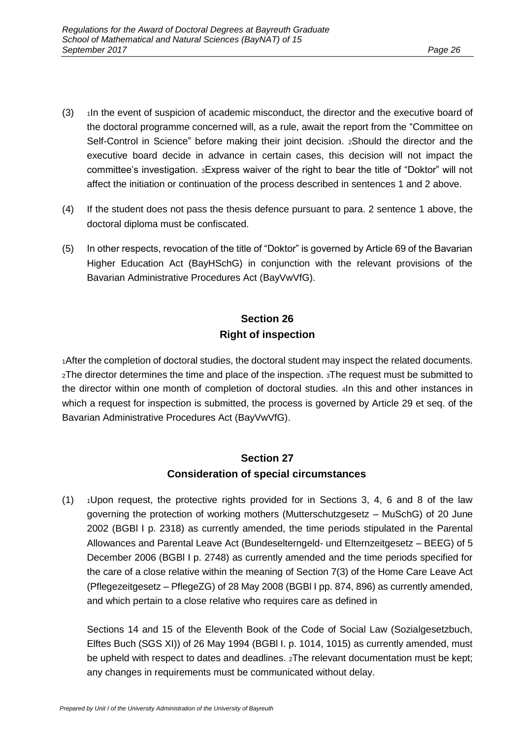(3) [1]In the event of suspicion of academic misconduct, the director and the executive board of the doctoral programme concerned will, as a rule, await the report from the "Committee on Self-Control in Science" before making their joint decision. [2]Should the director and the executive board decide in advance in certain cases, this decision will not impact the committee's investigation. [3]Express waiver of the right to bear the title of "Doktor" will not affect the initiation or continuation of the process described in sentences 1 and 2 above.

(4) If the student does not pass the thesis defence pursuant to para. 2 sentence 1 above, the doctoral diploma must be confiscated.

(5) In other respects, revocation of the title of "Doktor" is governed by Article 69 of the Bavarian Higher Education Act (BayHSchG) in conjunction with the relevant provisions of the Bavarian Administrative Procedures Act (BayVwVfG).

## Section 26
## Right of inspection

[1]After the completion of doctoral studies, the doctoral student may inspect the related documents. [2]The director determines the time and place of the inspection. [3]The request must be submitted to the director within one month of completion of doctoral studies. [4]In this and other instances in which a request for inspection is submitted, the process is governed by Article 29 et seq. of the Bavarian Administrative Procedures Act (BayVwVfG).

## Section 27
## Consideration of special circumstances

(1) [1]Upon request, the protective rights provided for in Sections 3, 4, 6 and 8 of the law governing the protection of working mothers (Mutterschutzgesetz – MuSchG) of 20 June 2002 (BGBl I p. 2318) as currently amended, the time periods stipulated in the Parental Allowances and Parental Leave Act (Bundeselterngeld- und Elternzeitgesetz – BEEG) of 5 December 2006 (BGBl I p. 2748) as currently amended and the time periods specified for the care of a close relative within the meaning of Section 7(3) of the Home Care Leave Act (Pflegezeitgesetz – PflegeZG) of 28 May 2008 (BGBl I pp. 874, 896) as currently amended, and which pertain to a close relative who requires care as defined in

Sections 14 and 15 of the Eleventh Book of the Code of Social Law (Sozialgesetzbuch, Elftes Buch (SGS XI)) of 26 May 1994 (BGBl I. p. 1014, 1015) as currently amended, must be upheld with respect to dates and deadlines. [2]The relevant documentation must be kept; any changes in requirements must be communicated without delay.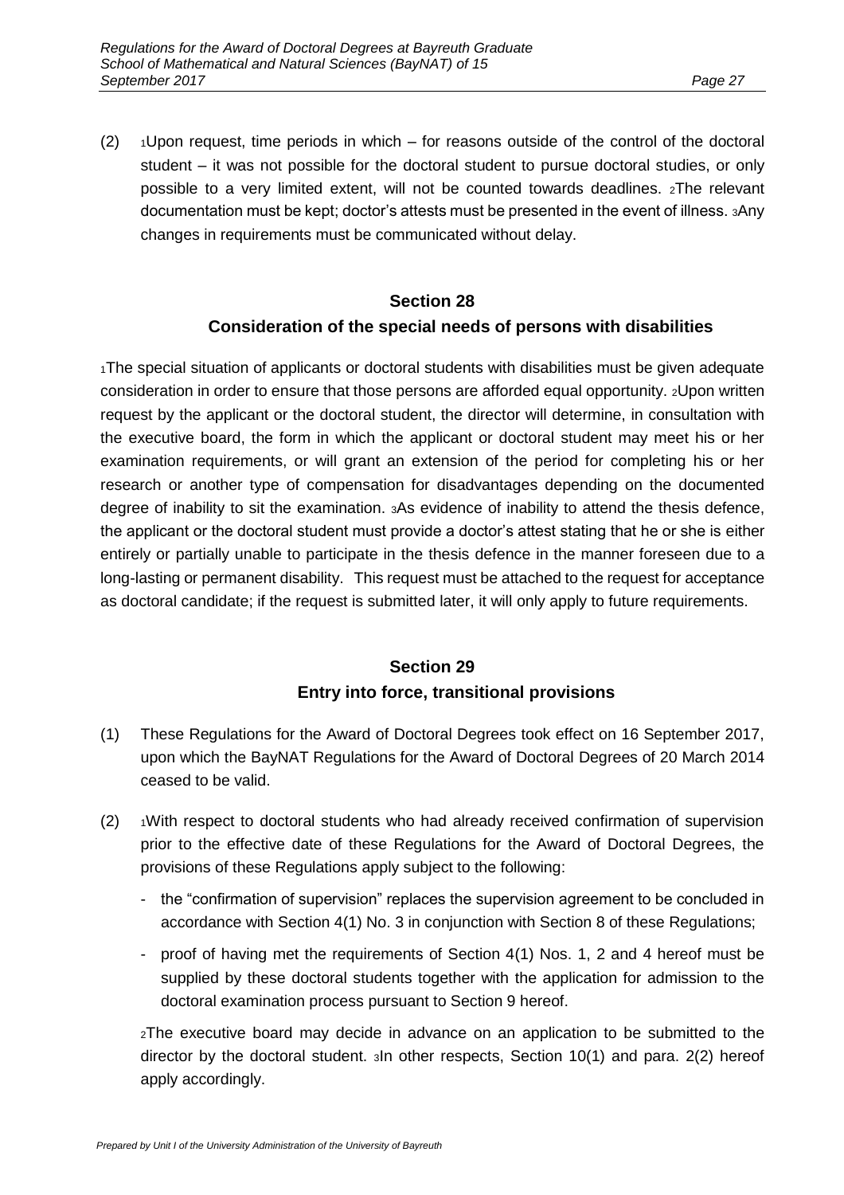(2) [1]Upon request, time periods in which – for reasons outside of the control of the doctoral student – it was not possible for the doctoral student to pursue doctoral studies, or only possible to a very limited extent, will not be counted towards deadlines. [2]The relevant documentation must be kept; doctor's attests must be presented in the event of illness. [3]Any changes in requirements must be communicated without delay.

## Section 28
## Consideration of the special needs of persons with disabilities

[1]The special situation of applicants or doctoral students with disabilities must be given adequate consideration in order to ensure that those persons are afforded equal opportunity. [2]Upon written request by the applicant or the doctoral student, the director will determine, in consultation with the executive board, the form in which the applicant or doctoral student may meet his or her examination requirements, or will grant an extension of the period for completing his or her research or another type of compensation for disadvantages depending on the documented degree of inability to sit the examination. [3]As evidence of inability to attend the thesis defence, the applicant or the doctoral student must provide a doctor's attest stating that he or she is either entirely or partially unable to participate in the thesis defence in the manner foreseen due to a long-lasting or permanent disability. This request must be attached to the request for acceptance as doctoral candidate; if the request is submitted later, it will only apply to future requirements.

## Section 29
## Entry into force, transitional provisions

(1) These Regulations for the Award of Doctoral Degrees took effect on 16 September 2017, upon which the BayNAT Regulations for the Award of Doctoral Degrees of 20 March 2014 ceased to be valid.

(2) [1]With respect to doctoral students who had already received confirmation of supervision prior to the effective date of these Regulations for the Award of Doctoral Degrees, the provisions of these Regulations apply subject to the following:

- the "confirmation of supervision" replaces the supervision agreement to be concluded in accordance with Section 4(1) No. 3 in conjunction with Section 8 of these Regulations;
- proof of having met the requirements of Section 4(1) Nos. 1, 2 and 4 hereof must be supplied by these doctoral students together with the application for admission to the doctoral examination process pursuant to Section 9 hereof.

[2]The executive board may decide in advance on an application to be submitted to the director by the doctoral student. [3]In other respects, Section 10(1) and para. 2(2) hereof apply accordingly.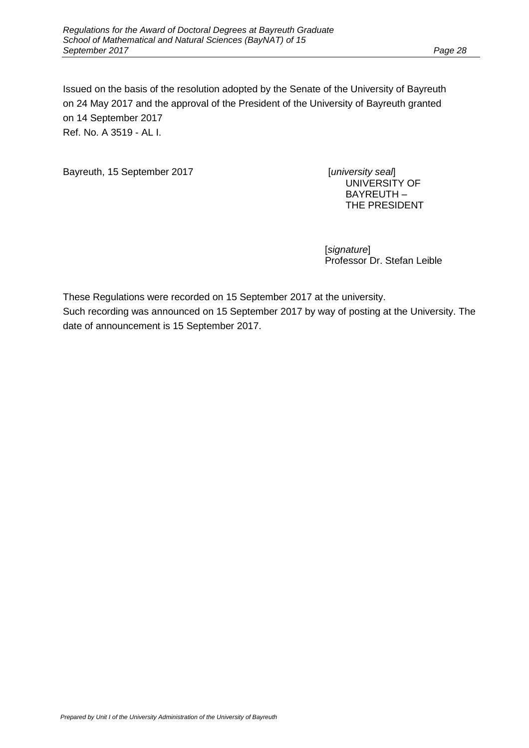Issued on the basis of the resolution adopted by the Senate of the University of Bayreuth on 24 May 2017 and the approval of the President of the University of Bayreuth granted on 14 September 2017
Ref. No. A 3519 - AL I.

Bayreuth, 15 September 2017

[*university seal*]
UNIVERSITY OF BAYREUTH –
THE PRESIDENT

[*signature*]
Professor Dr. Stefan Leible

These Regulations were recorded on 15 September 2017 at the university.
Such recording was announced on 15 September 2017 by way of posting at the University. The date of announcement is 15 September 2017.

*Prepared by Unit I of the University Administration of the University of Bayreuth*